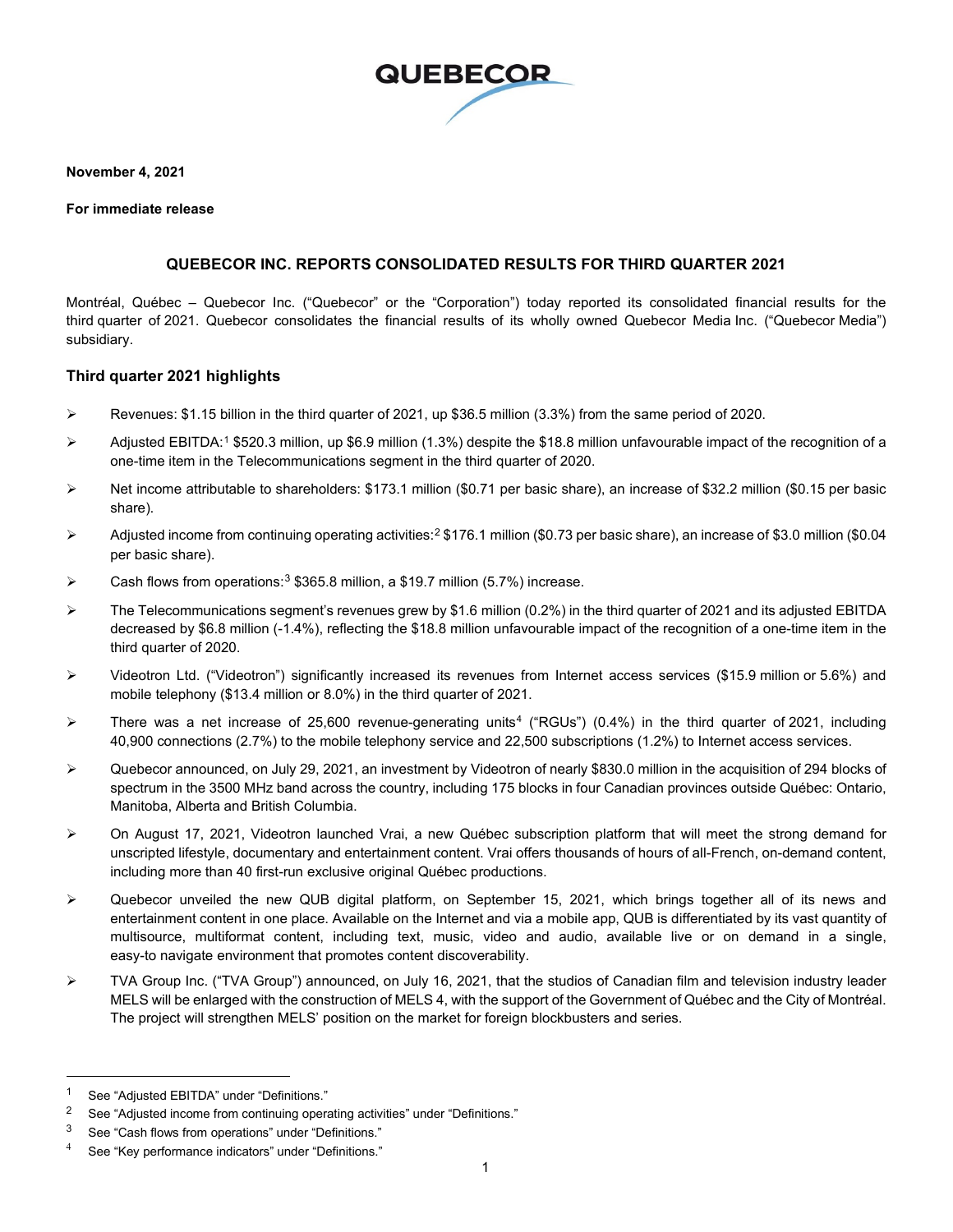QUEBECOR

**November 4, 2021**

**For immediate release**

## QUEBECOR INC. REPORTS CONSOLIDATED RESULTS FOR THIRD QUARTER 2021

Montréal, Québec – Quebecor Inc. ("Quebecor" or the "Corporation") today reported its consolidated financial results for the third quarter of 2021. Quebecor consolidates the financial results of its wholly owned Quebecor Media Inc. ("Quebecor Media") subsidiary.

### Third quarter 2021 highlights

- Revenues: $1.15 billion in the third quarter of 2021, up $36.5 million (3.3%) from the same period of 2020.
- Adjusted EBITDA:[1] $520.3 million, up $6.9 million (1.3%) despite the $18.8 million unfavourable impact of the recognition of a one-time item in the Telecommunications segment in the third quarter of 2020.
- Net income attributable to shareholders: $173.1 million ($0.71 per basic share), an increase of $32.2 million ($0.15 per basic share).
- Adjusted income from continuing operating activities:[2] $176.1 million ($0.73 per basic share), an increase of $3.0 million ($0.04 per basic share).
- Cash flows from operations:[3] $365.8 million, a $19.7 million (5.7%) increase.
- The Telecommunications segment's revenues grew by $1.6 million (0.2%) in the third quarter of 2021 and its adjusted EBITDA decreased by $6.8 million (-1.4%), reflecting the $18.8 million unfavourable impact of the recognition of a one-time item in the third quarter of 2020.
- Videotron Ltd. ("Videotron") significantly increased its revenues from Internet access services ($15.9 million or 5.6%) and mobile telephony ($13.4 million or 8.0%) in the third quarter of 2021.
- There was a net increase of 25,600 revenue-generating units[4] ("RGUs") (0.4%) in the third quarter of 2021, including 40,900 connections (2.7%) to the mobile telephony service and 22,500 subscriptions (1.2%) to Internet access services.
- Quebecor announced, on July 29, 2021, an investment by Videotron of nearly $830.0 million in the acquisition of 294 blocks of spectrum in the 3500 MHz band across the country, including 175 blocks in four Canadian provinces outside Québec: Ontario, Manitoba, Alberta and British Columbia.
- On August 17, 2021, Videotron launched Vrai, a new Québec subscription platform that will meet the strong demand for unscripted lifestyle, documentary and entertainment content. Vrai offers thousands of hours of all-French, on-demand content, including more than 40 first-run exclusive original Québec productions.
- Quebecor unveiled the new QUB digital platform, on September 15, 2021, which brings together all of its news and entertainment content in one place. Available on the Internet and via a mobile app, QUB is differentiated by its vast quantity of multisource, multiformat content, including text, music, video and audio, available live or on demand in a single, easy-to navigate environment that promotes content discoverability.
- TVA Group Inc. ("TVA Group") announced, on July 16, 2021, that the studios of Canadian film and television industry leader MELS will be enlarged with the construction of MELS 4, with the support of the Government of Québec and the City of Montréal. The project will strengthen MELS' position on the market for foreign blockbusters and series.

---

[1] See "Adjusted EBITDA" under "Definitions."

[2] See "Adjusted income from continuing operating activities" under "Definitions."

[3] See "Cash flows from operations" under "Definitions."

[4] See "Key performance indicators" under "Definitions."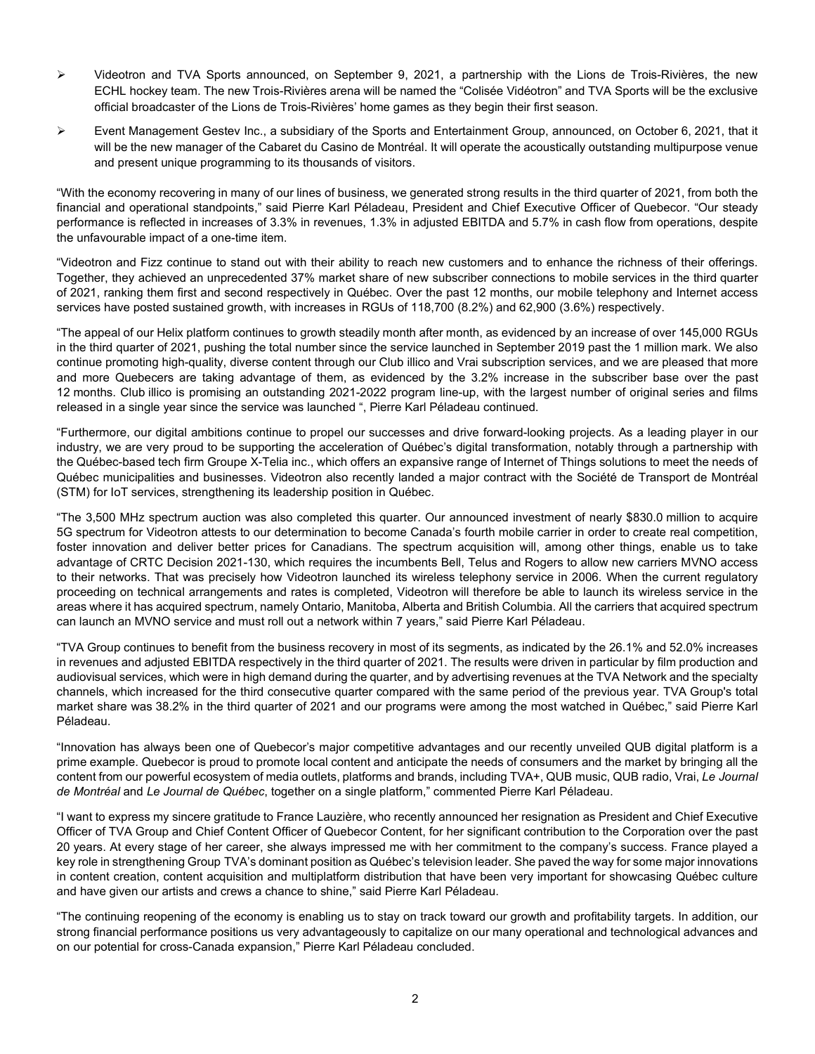- Videotron and TVA Sports announced, on September 9, 2021, a partnership with the Lions de Trois-Rivières, the new ECHL hockey team. The new Trois-Rivières arena will be named the "Colisée Vidéotron" and TVA Sports will be the exclusive official broadcaster of the Lions de Trois-Rivières' home games as they begin their first season.

- Event Management Gestev Inc., a subsidiary of the Sports and Entertainment Group, announced, on October 6, 2021, that it will be the new manager of the Cabaret du Casino de Montréal. It will operate the acoustically outstanding multipurpose venue and present unique programming to its thousands of visitors.

"With the economy recovering in many of our lines of business, we generated strong results in the third quarter of 2021, from both the financial and operational standpoints," said Pierre Karl Péladeau, President and Chief Executive Officer of Quebecor. "Our steady performance is reflected in increases of 3.3% in revenues, 1.3% in adjusted EBITDA and 5.7% in cash flow from operations, despite the unfavourable impact of a one-time item.

"Videotron and Fizz continue to stand out with their ability to reach new customers and to enhance the richness of their offerings. Together, they achieved an unprecedented 37% market share of new subscriber connections to mobile services in the third quarter of 2021, ranking them first and second respectively in Québec. Over the past 12 months, our mobile telephony and Internet access services have posted sustained growth, with increases in RGUs of 118,700 (8.2%) and 62,900 (3.6%) respectively.

"The appeal of our Helix platform continues to growth steadily month after month, as evidenced by an increase of over 145,000 RGUs in the third quarter of 2021, pushing the total number since the service launched in September 2019 past the 1 million mark. We also continue promoting high-quality, diverse content through our Club illico and Vrai subscription services, and we are pleased that more and more Quebecers are taking advantage of them, as evidenced by the 3.2% increase in the subscriber base over the past 12 months. Club illico is promising an outstanding 2021-2022 program line-up, with the largest number of original series and films released in a single year since the service was launched ", Pierre Karl Péladeau continued.

"Furthermore, our digital ambitions continue to propel our successes and drive forward-looking projects. As a leading player in our industry, we are very proud to be supporting the acceleration of Québec's digital transformation, notably through a partnership with the Québec-based tech firm Groupe X-Telia inc., which offers an expansive range of Internet of Things solutions to meet the needs of Québec municipalities and businesses. Videotron also recently landed a major contract with the Société de Transport de Montréal (STM) for IoT services, strengthening its leadership position in Québec.

"The 3,500 MHz spectrum auction was also completed this quarter. Our announced investment of nearly $830.0 million to acquire 5G spectrum for Videotron attests to our determination to become Canada's fourth mobile carrier in order to create real competition, foster innovation and deliver better prices for Canadians. The spectrum acquisition will, among other things, enable us to take advantage of CRTC Decision 2021-130, which requires the incumbents Bell, Telus and Rogers to allow new carriers MVNO access to their networks. That was precisely how Videotron launched its wireless telephony service in 2006. When the current regulatory proceeding on technical arrangements and rates is completed, Videotron will therefore be able to launch its wireless service in the areas where it has acquired spectrum, namely Ontario, Manitoba, Alberta and British Columbia. All the carriers that acquired spectrum can launch an MVNO service and must roll out a network within 7 years," said Pierre Karl Péladeau.

"TVA Group continues to benefit from the business recovery in most of its segments, as indicated by the 26.1% and 52.0% increases in revenues and adjusted EBITDA respectively in the third quarter of 2021. The results were driven in particular by film production and audiovisual services, which were in high demand during the quarter, and by advertising revenues at the TVA Network and the specialty channels, which increased for the third consecutive quarter compared with the same period of the previous year. TVA Group's total market share was 38.2% in the third quarter of 2021 and our programs were among the most watched in Québec," said Pierre Karl Péladeau.

"Innovation has always been one of Quebecor's major competitive advantages and our recently unveiled QUB digital platform is a prime example. Quebecor is proud to promote local content and anticipate the needs of consumers and the market by bringing all the content from our powerful ecosystem of media outlets, platforms and brands, including TVA+, QUB music, QUB radio, Vrai, *Le Journal de Montréal* and *Le Journal de Québec*, together on a single platform," commented Pierre Karl Péladeau.

"I want to express my sincere gratitude to France Lauzière, who recently announced her resignation as President and Chief Executive Officer of TVA Group and Chief Content Officer of Quebecor Content, for her significant contribution to the Corporation over the past 20 years. At every stage of her career, she always impressed me with her commitment to the company's success. France played a key role in strengthening Group TVA's dominant position as Québec's television leader. She paved the way for some major innovations in content creation, content acquisition and multiplatform distribution that have been very important for showcasing Québec culture and have given our artists and crews a chance to shine," said Pierre Karl Péladeau.

"The continuing reopening of the economy is enabling us to stay on track toward our growth and profitability targets. In addition, our strong financial performance positions us very advantageously to capitalize on our many operational and technological advances and on our potential for cross-Canada expansion," Pierre Karl Péladeau concluded.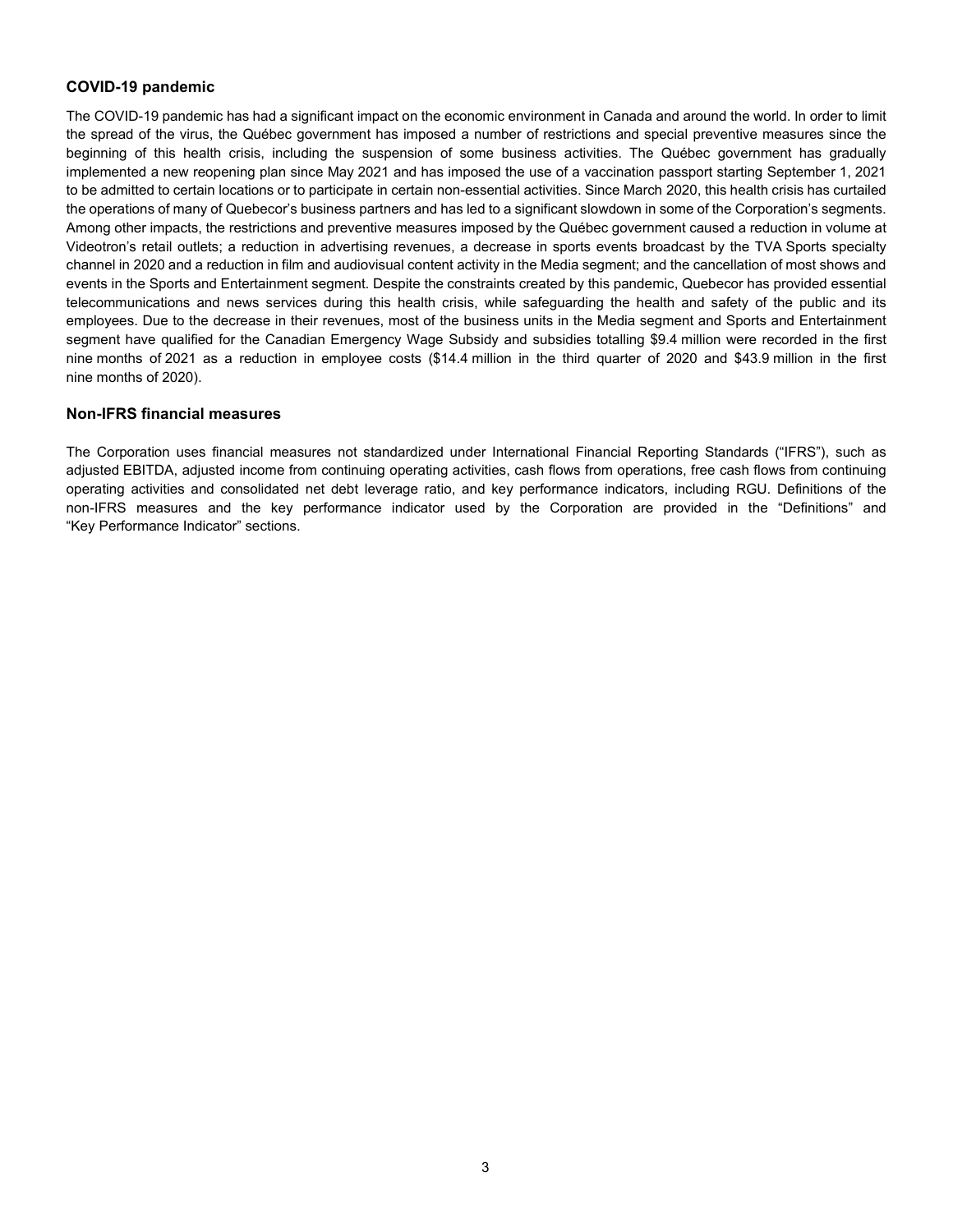## COVID-19 pandemic

The COVID-19 pandemic has had a significant impact on the economic environment in Canada and around the world. In order to limit the spread of the virus, the Québec government has imposed a number of restrictions and special preventive measures since the beginning of this health crisis, including the suspension of some business activities. The Québec government has gradually implemented a new reopening plan since May 2021 and has imposed the use of a vaccination passport starting September 1, 2021 to be admitted to certain locations or to participate in certain non-essential activities. Since March 2020, this health crisis has curtailed the operations of many of Quebecor's business partners and has led to a significant slowdown in some of the Corporation's segments. Among other impacts, the restrictions and preventive measures imposed by the Québec government caused a reduction in volume at Videotron's retail outlets; a reduction in advertising revenues, a decrease in sports events broadcast by the TVA Sports specialty channel in 2020 and a reduction in film and audiovisual content activity in the Media segment; and the cancellation of most shows and events in the Sports and Entertainment segment. Despite the constraints created by this pandemic, Quebecor has provided essential telecommunications and news services during this health crisis, while safeguarding the health and safety of the public and its employees. Due to the decrease in their revenues, most of the business units in the Media segment and Sports and Entertainment segment have qualified for the Canadian Emergency Wage Subsidy and subsidies totalling $9.4 million were recorded in the first nine months of 2021 as a reduction in employee costs ($14.4 million in the third quarter of 2020 and $43.9 million in the first nine months of 2020).

## Non-IFRS financial measures

The Corporation uses financial measures not standardized under International Financial Reporting Standards ("IFRS"), such as adjusted EBITDA, adjusted income from continuing operating activities, cash flows from operations, free cash flows from continuing operating activities and consolidated net debt leverage ratio, and key performance indicators, including RGU. Definitions of the non-IFRS measures and the key performance indicator used by the Corporation are provided in the "Definitions" and "Key Performance Indicator" sections.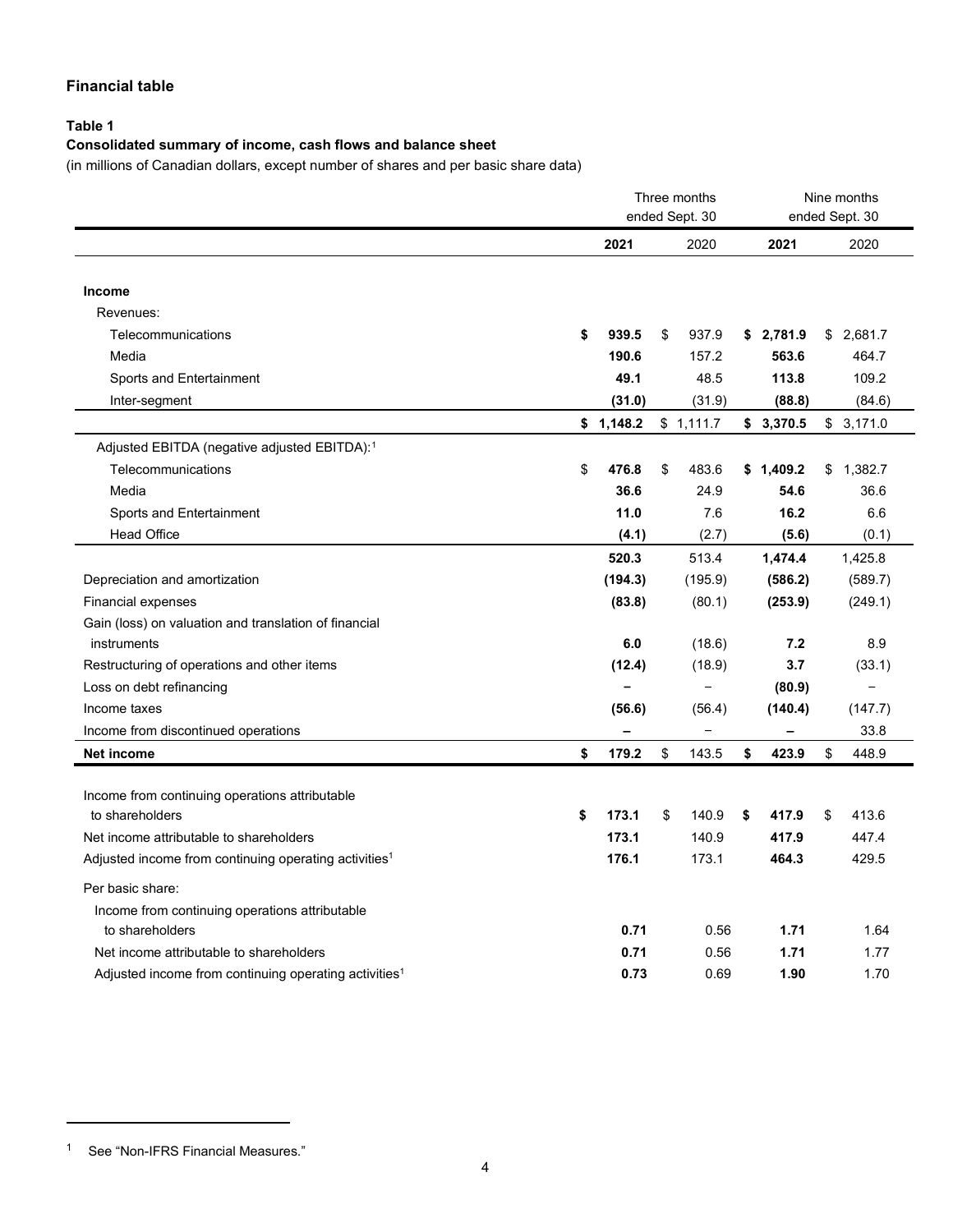## Financial table

**Table 1**

**Consolidated summary of income, cash flows and balance sheet**

(in millions of Canadian dollars, except number of shares and per basic share data)

| | Three months ended Sept. 30 | | Nine months ended Sept. 30 | |
|---|---|---|---|---|
| | **2021** | 2020 | **2021** | 2020 |
| **Income** | | | | |
| Revenues: | | | | |
| Telecommunications | **$ 939.5** | $ 937.9 | **$ 2,781.9** | $ 2,681.7 |
| Media | **190.6** | 157.2 | **563.6** | 464.7 |
| Sports and Entertainment | **49.1** | 48.5 | **113.8** | 109.2 |
| Inter-segment | **(31.0)** | (31.9) | **(88.8)** | (84.6) |
| | **$ 1,148.2** | $ 1,111.7 | **$ 3,370.5** | $ 3,171.0 |
| Adjusted EBITDA (negative adjusted EBITDA):[1] | | | | |
| Telecommunications | **$ 476.8** | $ 483.6 | **$ 1,409.2** | $ 1,382.7 |
| Media | **36.6** | 24.9 | **54.6** | 36.6 |
| Sports and Entertainment | **11.0** | 7.6 | **16.2** | 6.6 |
| Head Office | **(4.1)** | (2.7) | **(5.6)** | (0.1) |
| | **520.3** | 513.4 | **1,474.4** | 1,425.8 |
| Depreciation and amortization | **(194.3)** | (195.9) | **(586.2)** | (589.7) |
| Financial expenses | **(83.8)** | (80.1) | **(253.9)** | (249.1) |
| Gain (loss) on valuation and translation of financial instruments | **6.0** | (18.6) | **7.2** | 8.9 |
| Restructuring of operations and other items | **(12.4)** | (18.9) | **3.7** | (33.1) |
| Loss on debt refinancing | **–** | – | **(80.9)** | – |
| Income taxes | **(56.6)** | (56.4) | **(140.4)** | (147.7) |
| Income from discontinued operations | **–** | – | **–** | 33.8 |
| **Net income** | **$ 179.2** | $ 143.5 | **$ 423.9** | $ 448.9 |
| Income from continuing operations attributable to shareholders | **$ 173.1** | $ 140.9 | **$ 417.9** | $ 413.6 |
| Net income attributable to shareholders | **173.1** | 140.9 | **417.9** | 447.4 |
| Adjusted income from continuing operating activities[1] | **176.1** | 173.1 | **464.3** | 429.5 |
| Per basic share: | | | | |
| Income from continuing operations attributable to shareholders | **0.71** | 0.56 | **1.71** | 1.64 |
| Net income attributable to shareholders | **0.71** | 0.56 | **1.71** | 1.77 |
| Adjusted income from continuing operating activities[1] | **0.73** | 0.69 | **1.90** | 1.70 |

[1] See "Non-IFRS Financial Measures."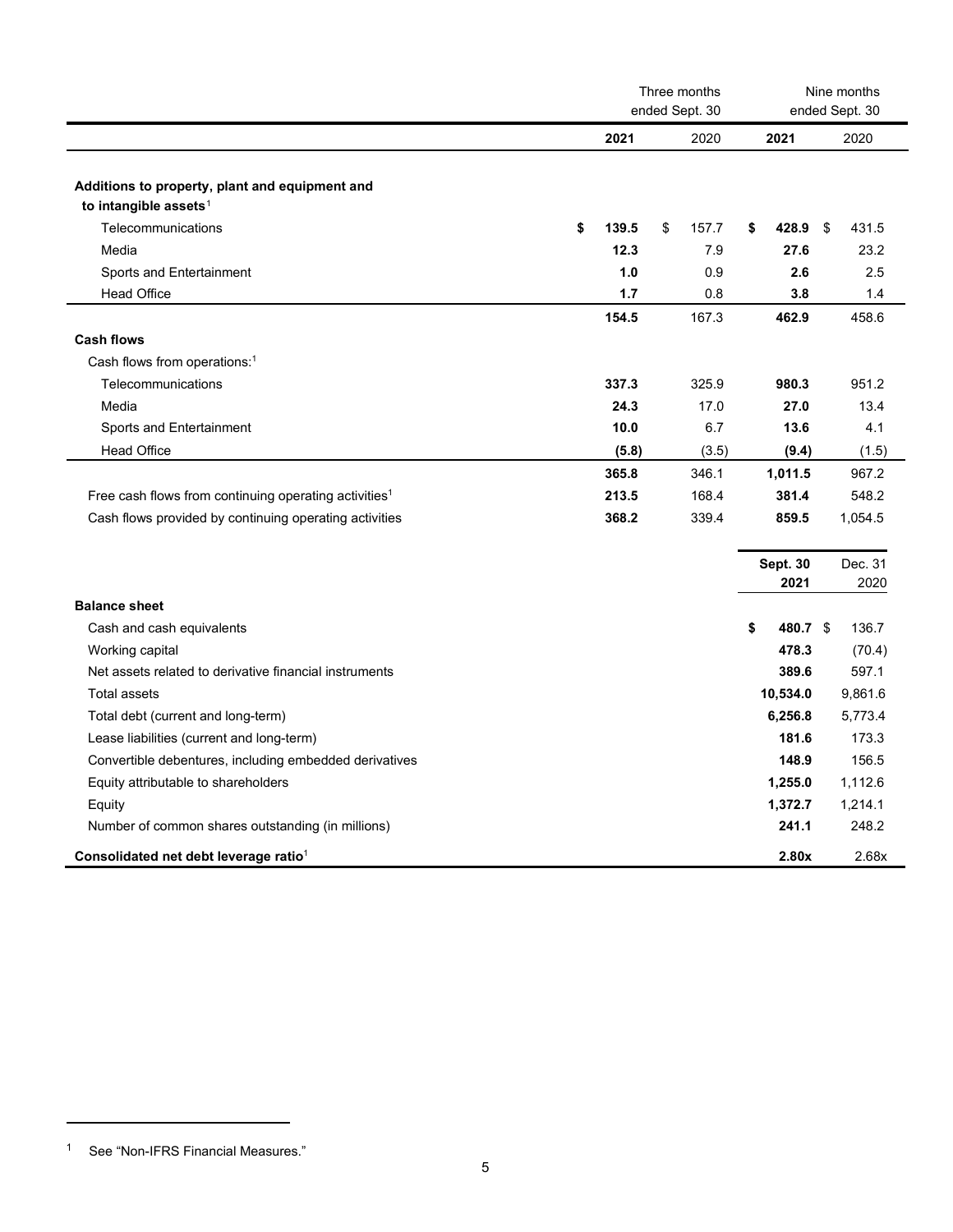| | Three months ended Sept. 30 | | Nine months ended Sept. 30 | |
|---|---|---|---|---|
| | **2021** | 2020 | **2021** | 2020 |
| **Additions to property, plant and equipment and to intangible assets**[1] | | | | |
| Telecommunications | **$ 139.5** | $ 157.7 | **$ 428.9** | $ 431.5 |
| Media | **12.3** | 7.9 | **27.6** | 23.2 |
| Sports and Entertainment | **1.0** | 0.9 | **2.6** | 2.5 |
| Head Office | **1.7** | 0.8 | **3.8** | 1.4 |
| | **154.5** | 167.3 | **462.9** | 458.6 |
| **Cash flows** | | | | |
| Cash flows from operations:[1] | | | | |
| Telecommunications | **337.3** | 325.9 | **980.3** | 951.2 |
| Media | **24.3** | 17.0 | **27.0** | 13.4 |
| Sports and Entertainment | **10.0** | 6.7 | **13.6** | 4.1 |
| Head Office | **(5.8)** | (3.5) | **(9.4)** | (1.5) |
| | **365.8** | 346.1 | **1,011.5** | 967.2 |
| Free cash flows from continuing operating activities[1] | **213.5** | 168.4 | **381.4** | 548.2 |
| Cash flows provided by continuing operating activities | **368.2** | 339.4 | **859.5** | 1,054.5 |

| | **Sept. 30 2021** | Dec. 31 2020 |
|---|---|---|
| **Balance sheet** | | |
| Cash and cash equivalents | **$ 480.7** | $ 136.7 |
| Working capital | **478.3** | (70.4) |
| Net assets related to derivative financial instruments | **389.6** | 597.1 |
| Total assets | **10,534.0** | 9,861.6 |
| Total debt (current and long-term) | **6,256.8** | 5,773.4 |
| Lease liabilities (current and long-term) | **181.6** | 173.3 |
| Convertible debentures, including embedded derivatives | **148.9** | 156.5 |
| Equity attributable to shareholders | **1,255.0** | 1,112.6 |
| Equity | **1,372.7** | 1,214.1 |
| Number of common shares outstanding (in millions) | **241.1** | 248.2 |
| **Consolidated net debt leverage ratio**[1] | **2.80x** | 2.68x |

[1] See "Non-IFRS Financial Measures."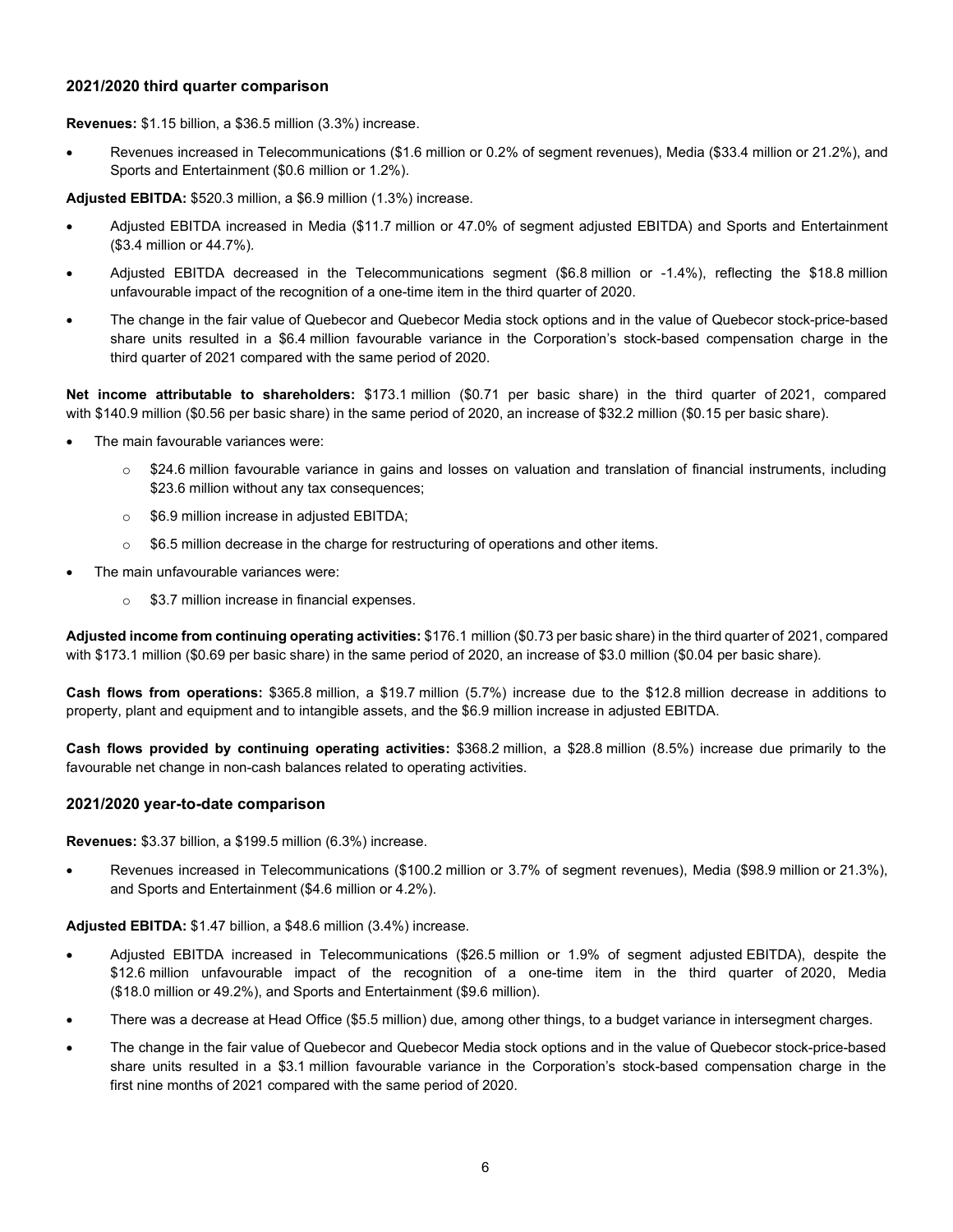### 2021/2020 third quarter comparison

**Revenues:** $1.15 billion, a $36.5 million (3.3%) increase.

- Revenues increased in Telecommunications ($1.6 million or 0.2% of segment revenues), Media ($33.4 million or 21.2%), and Sports and Entertainment ($0.6 million or 1.2%).

**Adjusted EBITDA:** $520.3 million, a $6.9 million (1.3%) increase.

- Adjusted EBITDA increased in Media ($11.7 million or 47.0% of segment adjusted EBITDA) and Sports and Entertainment ($3.4 million or 44.7%).
- Adjusted EBITDA decreased in the Telecommunications segment ($6.8 million or -1.4%), reflecting the $18.8 million unfavourable impact of the recognition of a one-time item in the third quarter of 2020.
- The change in the fair value of Quebecor and Quebecor Media stock options and in the value of Quebecor stock-price-based share units resulted in a $6.4 million favourable variance in the Corporation's stock-based compensation charge in the third quarter of 2021 compared with the same period of 2020.

**Net income attributable to shareholders:** $173.1 million ($0.71 per basic share) in the third quarter of 2021, compared with $140.9 million ($0.56 per basic share) in the same period of 2020, an increase of $32.2 million ($0.15 per basic share).

- The main favourable variances were:
  - $24.6 million favourable variance in gains and losses on valuation and translation of financial instruments, including $23.6 million without any tax consequences;
  - $6.9 million increase in adjusted EBITDA;
  - $6.5 million decrease in the charge for restructuring of operations and other items.
- The main unfavourable variances were:
  - $3.7 million increase in financial expenses.

**Adjusted income from continuing operating activities:** $176.1 million ($0.73 per basic share) in the third quarter of 2021, compared with $173.1 million ($0.69 per basic share) in the same period of 2020, an increase of $3.0 million ($0.04 per basic share).

**Cash flows from operations:** $365.8 million, a $19.7 million (5.7%) increase due to the $12.8 million decrease in additions to property, plant and equipment and to intangible assets, and the $6.9 million increase in adjusted EBITDA.

**Cash flows provided by continuing operating activities:** $368.2 million, a $28.8 million (8.5%) increase due primarily to the favourable net change in non-cash balances related to operating activities.

### 2021/2020 year-to-date comparison

**Revenues:** $3.37 billion, a $199.5 million (6.3%) increase.

- Revenues increased in Telecommunications ($100.2 million or 3.7% of segment revenues), Media ($98.9 million or 21.3%), and Sports and Entertainment ($4.6 million or 4.2%).

**Adjusted EBITDA:** $1.47 billion, a $48.6 million (3.4%) increase.

- Adjusted EBITDA increased in Telecommunications ($26.5 million or 1.9% of segment adjusted EBITDA), despite the $12.6 million unfavourable impact of the recognition of a one-time item in the third quarter of 2020, Media ($18.0 million or 49.2%), and Sports and Entertainment ($9.6 million).
- There was a decrease at Head Office ($5.5 million) due, among other things, to a budget variance in intersegment charges.
- The change in the fair value of Quebecor and Quebecor Media stock options and in the value of Quebecor stock-price-based share units resulted in a $3.1 million favourable variance in the Corporation's stock-based compensation charge in the first nine months of 2021 compared with the same period of 2020.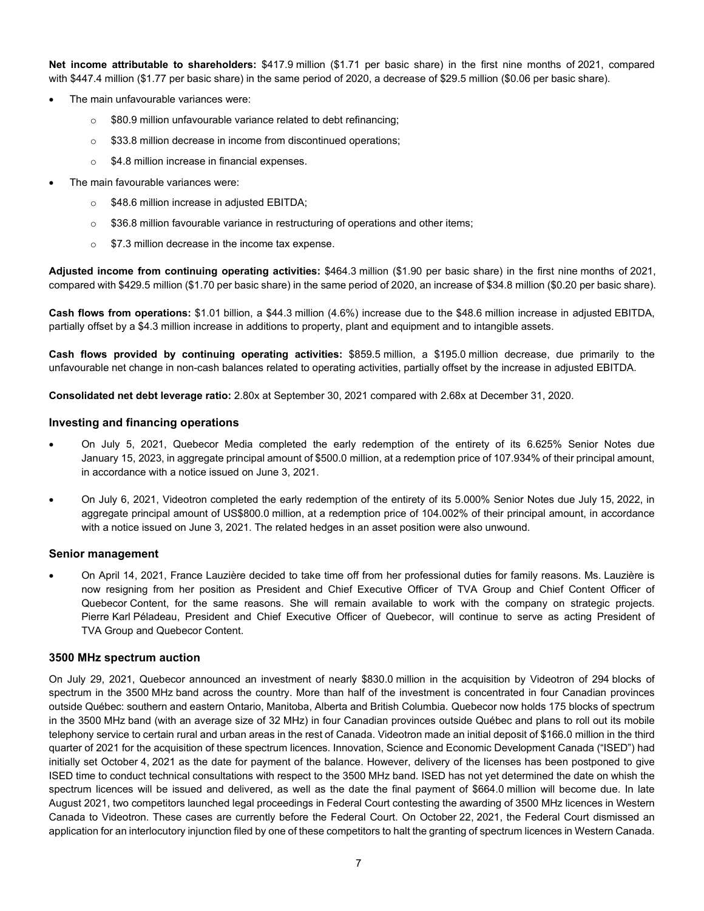**Net income attributable to shareholders:** $417.9 million ($1.71 per basic share) in the first nine months of 2021, compared with $447.4 million ($1.77 per basic share) in the same period of 2020, a decrease of $29.5 million ($0.06 per basic share).

- The main unfavourable variances were:
  - $80.9 million unfavourable variance related to debt refinancing;
  - $33.8 million decrease in income from discontinued operations;
  - $4.8 million increase in financial expenses.
- The main favourable variances were:
  - $48.6 million increase in adjusted EBITDA;
  - $36.8 million favourable variance in restructuring of operations and other items;
  - $7.3 million decrease in the income tax expense.

**Adjusted income from continuing operating activities:** $464.3 million ($1.90 per basic share) in the first nine months of 2021, compared with $429.5 million ($1.70 per basic share) in the same period of 2020, an increase of $34.8 million ($0.20 per basic share).

**Cash flows from operations:** $1.01 billion, a $44.3 million (4.6%) increase due to the $48.6 million increase in adjusted EBITDA, partially offset by a $4.3 million increase in additions to property, plant and equipment and to intangible assets.

**Cash flows provided by continuing operating activities:** $859.5 million, a $195.0 million decrease, due primarily to the unfavourable net change in non-cash balances related to operating activities, partially offset by the increase in adjusted EBITDA.

**Consolidated net debt leverage ratio:** 2.80x at September 30, 2021 compared with 2.68x at December 31, 2020.

### Investing and financing operations

- On July 5, 2021, Quebecor Media completed the early redemption of the entirety of its 6.625% Senior Notes due January 15, 2023, in aggregate principal amount of $500.0 million, at a redemption price of 107.934% of their principal amount, in accordance with a notice issued on June 3, 2021.
- On July 6, 2021, Videotron completed the early redemption of the entirety of its 5.000% Senior Notes due July 15, 2022, in aggregate principal amount of US$800.0 million, at a redemption price of 104.002% of their principal amount, in accordance with a notice issued on June 3, 2021. The related hedges in an asset position were also unwound.

### Senior management

- On April 14, 2021, France Lauzière decided to take time off from her professional duties for family reasons. Ms. Lauzière is now resigning from her position as President and Chief Executive Officer of TVA Group and Chief Content Officer of Quebecor Content, for the same reasons. She will remain available to work with the company on strategic projects. Pierre Karl Péladeau, President and Chief Executive Officer of Quebecor, will continue to serve as acting President of TVA Group and Quebecor Content.

### 3500 MHz spectrum auction

On July 29, 2021, Quebecor announced an investment of nearly $830.0 million in the acquisition by Videotron of 294 blocks of spectrum in the 3500 MHz band across the country. More than half of the investment is concentrated in four Canadian provinces outside Québec: southern and eastern Ontario, Manitoba, Alberta and British Columbia. Quebecor now holds 175 blocks of spectrum in the 3500 MHz band (with an average size of 32 MHz) in four Canadian provinces outside Québec and plans to roll out its mobile telephony service to certain rural and urban areas in the rest of Canada. Videotron made an initial deposit of $166.0 million in the third quarter of 2021 for the acquisition of these spectrum licences. Innovation, Science and Economic Development Canada ("ISED") had initially set October 4, 2021 as the date for payment of the balance. However, delivery of the licenses has been postponed to give ISED time to conduct technical consultations with respect to the 3500 MHz band. ISED has not yet determined the date on whish the spectrum licences will be issued and delivered, as well as the date the final payment of $664.0 million will become due. In late August 2021, two competitors launched legal proceedings in Federal Court contesting the awarding of 3500 MHz licences in Western Canada to Videotron. These cases are currently before the Federal Court. On October 22, 2021, the Federal Court dismissed an application for an interlocutory injunction filed by one of these competitors to halt the granting of spectrum licences in Western Canada.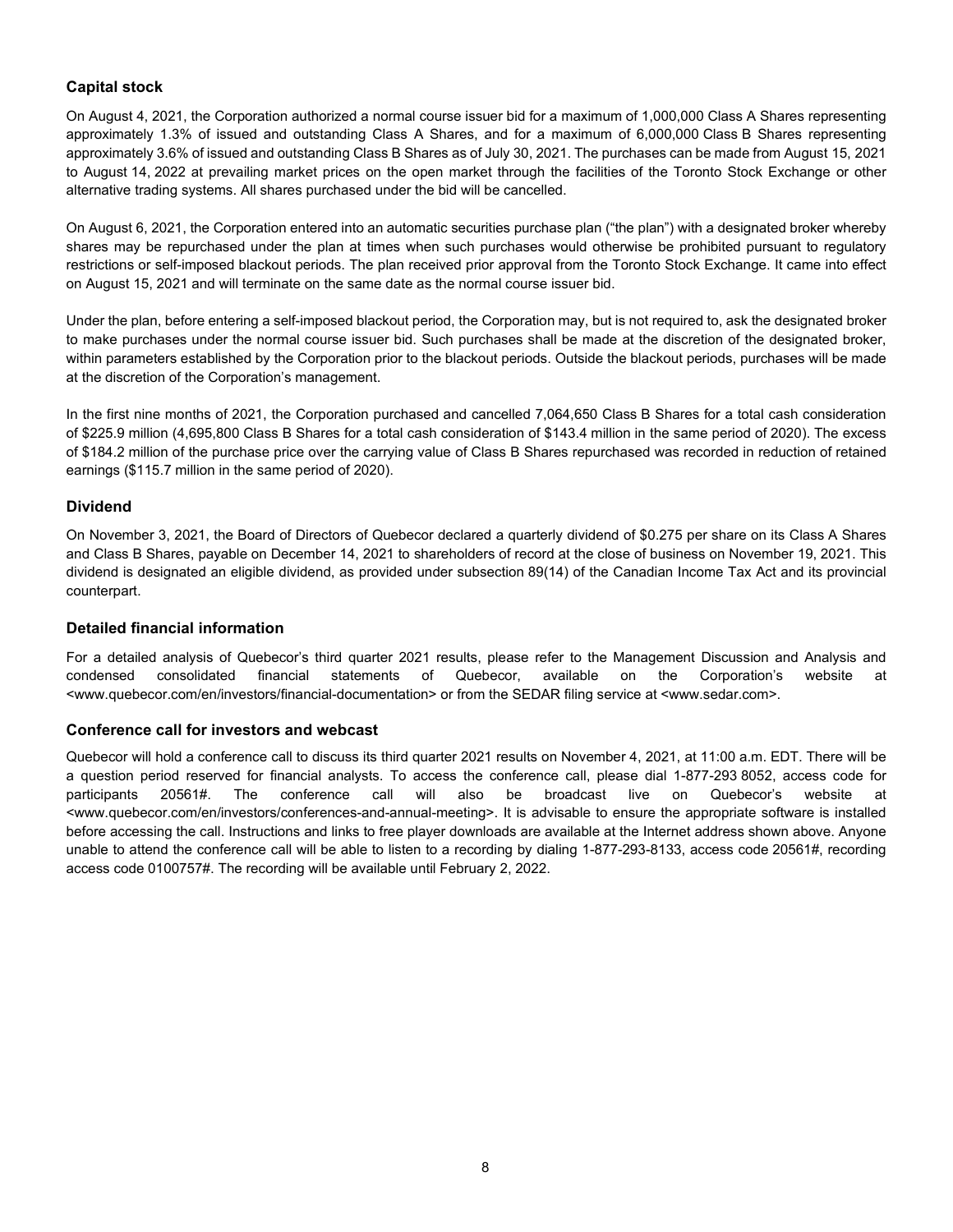## Capital stock

On August 4, 2021, the Corporation authorized a normal course issuer bid for a maximum of 1,000,000 Class A Shares representing approximately 1.3% of issued and outstanding Class A Shares, and for a maximum of 6,000,000 Class B Shares representing approximately 3.6% of issued and outstanding Class B Shares as of July 30, 2021. The purchases can be made from August 15, 2021 to August 14, 2022 at prevailing market prices on the open market through the facilities of the Toronto Stock Exchange or other alternative trading systems. All shares purchased under the bid will be cancelled.

On August 6, 2021, the Corporation entered into an automatic securities purchase plan ("the plan") with a designated broker whereby shares may be repurchased under the plan at times when such purchases would otherwise be prohibited pursuant to regulatory restrictions or self-imposed blackout periods. The plan received prior approval from the Toronto Stock Exchange. It came into effect on August 15, 2021 and will terminate on the same date as the normal course issuer bid.

Under the plan, before entering a self-imposed blackout period, the Corporation may, but is not required to, ask the designated broker to make purchases under the normal course issuer bid. Such purchases shall be made at the discretion of the designated broker, within parameters established by the Corporation prior to the blackout periods. Outside the blackout periods, purchases will be made at the discretion of the Corporation's management.

In the first nine months of 2021, the Corporation purchased and cancelled 7,064,650 Class B Shares for a total cash consideration of $225.9 million (4,695,800 Class B Shares for a total cash consideration of $143.4 million in the same period of 2020). The excess of $184.2 million of the purchase price over the carrying value of Class B Shares repurchased was recorded in reduction of retained earnings ($115.7 million in the same period of 2020).

## Dividend

On November 3, 2021, the Board of Directors of Quebecor declared a quarterly dividend of $0.275 per share on its Class A Shares and Class B Shares, payable on December 14, 2021 to shareholders of record at the close of business on November 19, 2021. This dividend is designated an eligible dividend, as provided under subsection 89(14) of the Canadian Income Tax Act and its provincial counterpart.

## Detailed financial information

For a detailed analysis of Quebecor's third quarter 2021 results, please refer to the Management Discussion and Analysis and condensed consolidated financial statements of Quebecor, available on the Corporation's website at <www.quebecor.com/en/investors/financial-documentation> or from the SEDAR filing service at <www.sedar.com>.

## Conference call for investors and webcast

Quebecor will hold a conference call to discuss its third quarter 2021 results on November 4, 2021, at 11:00 a.m. EDT. There will be a question period reserved for financial analysts. To access the conference call, please dial 1-877-293 8052, access code for participants 20561#. The conference call will also be broadcast live on Quebecor's website at <www.quebecor.com/en/investors/conferences-and-annual-meeting>. It is advisable to ensure the appropriate software is installed before accessing the call. Instructions and links to free player downloads are available at the Internet address shown above. Anyone unable to attend the conference call will be able to listen to a recording by dialing 1-877-293-8133, access code 20561#, recording access code 0100757#. The recording will be available until February 2, 2022.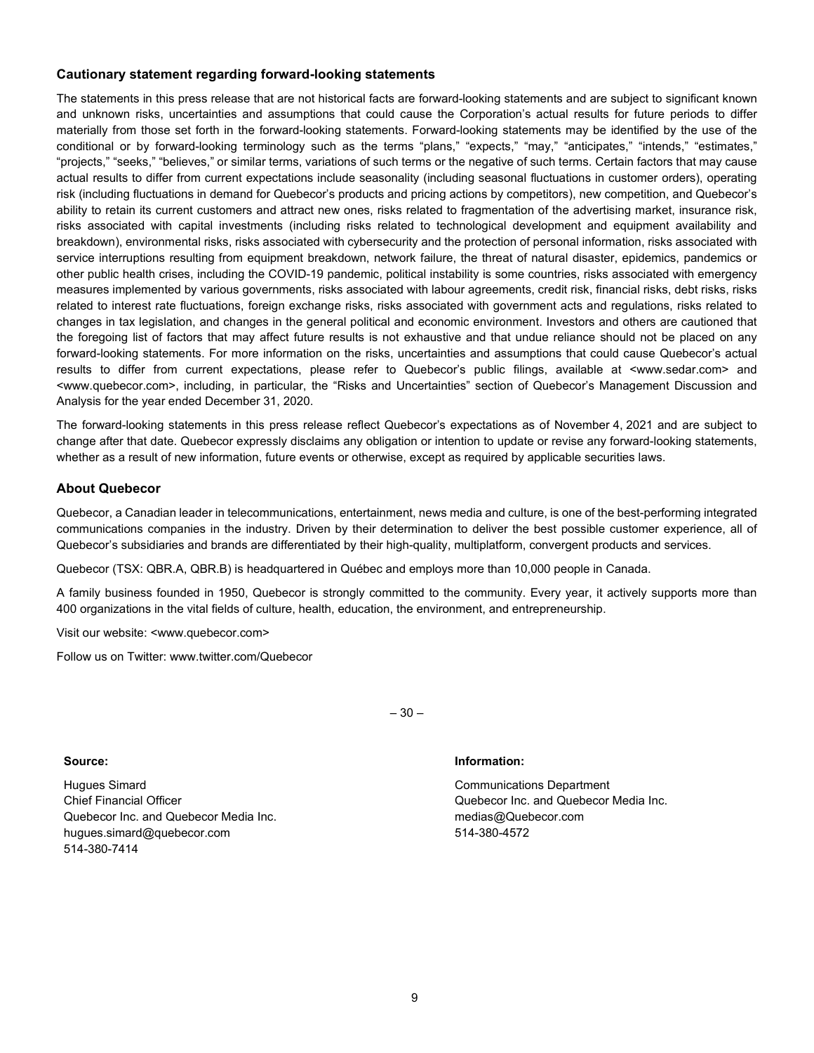### Cautionary statement regarding forward-looking statements

The statements in this press release that are not historical facts are forward-looking statements and are subject to significant known and unknown risks, uncertainties and assumptions that could cause the Corporation's actual results for future periods to differ materially from those set forth in the forward-looking statements. Forward-looking statements may be identified by the use of the conditional or by forward-looking terminology such as the terms "plans," "expects," "may," "anticipates," "intends," "estimates," "projects," "seeks," "believes," or similar terms, variations of such terms or the negative of such terms. Certain factors that may cause actual results to differ from current expectations include seasonality (including seasonal fluctuations in customer orders), operating risk (including fluctuations in demand for Quebecor's products and pricing actions by competitors), new competition, and Quebecor's ability to retain its current customers and attract new ones, risks related to fragmentation of the advertising market, insurance risk, risks associated with capital investments (including risks related to technological development and equipment availability and breakdown), environmental risks, risks associated with cybersecurity and the protection of personal information, risks associated with service interruptions resulting from equipment breakdown, network failure, the threat of natural disaster, epidemics, pandemics or other public health crises, including the COVID-19 pandemic, political instability is some countries, risks associated with emergency measures implemented by various governments, risks associated with labour agreements, credit risk, financial risks, debt risks, risks related to interest rate fluctuations, foreign exchange risks, risks associated with government acts and regulations, risks related to changes in tax legislation, and changes in the general political and economic environment. Investors and others are cautioned that the foregoing list of factors that may affect future results is not exhaustive and that undue reliance should not be placed on any forward-looking statements. For more information on the risks, uncertainties and assumptions that could cause Quebecor's actual results to differ from current expectations, please refer to Quebecor's public filings, available at <www.sedar.com> and <www.quebecor.com>, including, in particular, the "Risks and Uncertainties" section of Quebecor's Management Discussion and Analysis for the year ended December 31, 2020.

The forward-looking statements in this press release reflect Quebecor's expectations as of November 4, 2021 and are subject to change after that date. Quebecor expressly disclaims any obligation or intention to update or revise any forward-looking statements, whether as a result of new information, future events or otherwise, except as required by applicable securities laws.

### About Quebecor

Quebecor, a Canadian leader in telecommunications, entertainment, news media and culture, is one of the best-performing integrated communications companies in the industry. Driven by their determination to deliver the best possible customer experience, all of Quebecor's subsidiaries and brands are differentiated by their high-quality, multiplatform, convergent products and services.

Quebecor (TSX: QBR.A, QBR.B) is headquartered in Québec and employs more than 10,000 people in Canada.

A family business founded in 1950, Quebecor is strongly committed to the community. Every year, it actively supports more than 400 organizations in the vital fields of culture, health, education, the environment, and entrepreneurship.

Visit our website: <www.quebecor.com>

Follow us on Twitter: www.twitter.com/Quebecor

– 30 –

**Source:**

Hugues Simard
Chief Financial Officer
Quebecor Inc. and Quebecor Media Inc.
hugues.simard@quebecor.com
514-380-7414

**Information:**

Communications Department
Quebecor Inc. and Quebecor Media Inc.
medias@Quebecor.com
514-380-4572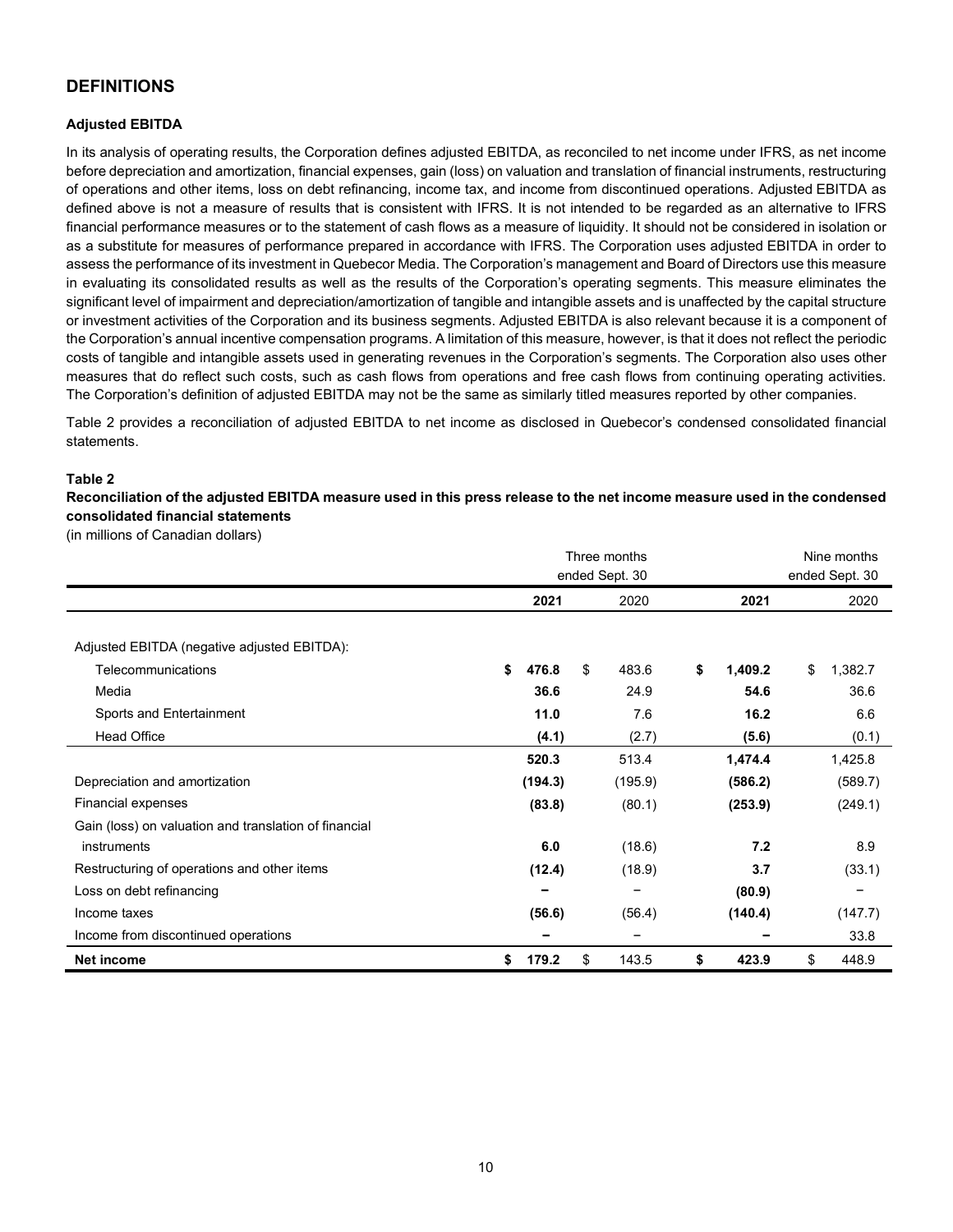## DEFINITIONS

### Adjusted EBITDA

In its analysis of operating results, the Corporation defines adjusted EBITDA, as reconciled to net income under IFRS, as net income before depreciation and amortization, financial expenses, gain (loss) on valuation and translation of financial instruments, restructuring of operations and other items, loss on debt refinancing, income tax, and income from discontinued operations. Adjusted EBITDA as defined above is not a measure of results that is consistent with IFRS. It is not intended to be regarded as an alternative to IFRS financial performance measures or to the statement of cash flows as a measure of liquidity. It should not be considered in isolation or as a substitute for measures of performance prepared in accordance with IFRS. The Corporation uses adjusted EBITDA in order to assess the performance of its investment in Quebecor Media. The Corporation's management and Board of Directors use this measure in evaluating its consolidated results as well as the results of the Corporation's operating segments. This measure eliminates the significant level of impairment and depreciation/amortization of tangible and intangible assets and is unaffected by the capital structure or investment activities of the Corporation and its business segments. Adjusted EBITDA is also relevant because it is a component of the Corporation's annual incentive compensation programs. A limitation of this measure, however, is that it does not reflect the periodic costs of tangible and intangible assets used in generating revenues in the Corporation's segments. The Corporation also uses other measures that do reflect such costs, such as cash flows from operations and free cash flows from continuing operating activities. The Corporation's definition of adjusted EBITDA may not be the same as similarly titled measures reported by other companies.

Table 2 provides a reconciliation of adjusted EBITDA to net income as disclosed in Quebecor's condensed consolidated financial statements.

**Table 2**

**Reconciliation of the adjusted EBITDA measure used in this press release to the net income measure used in the condensed consolidated financial statements**

(in millions of Canadian dollars)

| | Three months ended Sept. 30 | | Nine months ended Sept. 30 | |
|---|---|---|---|---|
| | **2021** | 2020 | **2021** | 2020 |
| Adjusted EBITDA (negative adjusted EBITDA): | | | | |
| Telecommunications | **$ 476.8** | $ 483.6 | **$ 1,409.2** | $ 1,382.7 |
| Media | **36.6** | 24.9 | **54.6** | 36.6 |
| Sports and Entertainment | **11.0** | 7.6 | **16.2** | 6.6 |
| Head Office | **(4.1)** | (2.7) | **(5.6)** | (0.1) |
| | **520.3** | 513.4 | **1,474.4** | 1,425.8 |
| Depreciation and amortization | **(194.3)** | (195.9) | **(586.2)** | (589.7) |
| Financial expenses | **(83.8)** | (80.1) | **(253.9)** | (249.1) |
| Gain (loss) on valuation and translation of financial instruments | **6.0** | (18.6) | **7.2** | 8.9 |
| Restructuring of operations and other items | **(12.4)** | (18.9) | **3.7** | (33.1) |
| Loss on debt refinancing | **–** | – | **(80.9)** | – |
| Income taxes | **(56.6)** | (56.4) | **(140.4)** | (147.7) |
| Income from discontinued operations | **–** | – | **–** | 33.8 |
| **Net income** | **$ 179.2** | $ 143.5 | **$ 423.9** | $ 448.9 |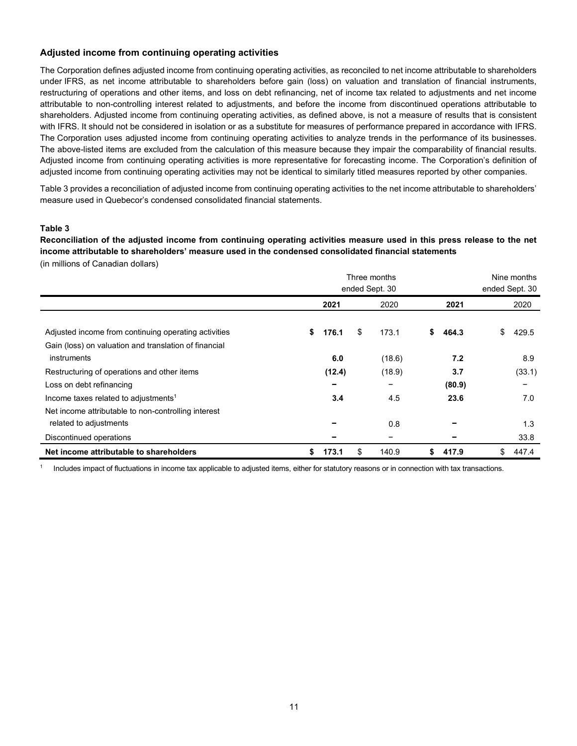### Adjusted income from continuing operating activities

The Corporation defines adjusted income from continuing operating activities, as reconciled to net income attributable to shareholders under IFRS, as net income attributable to shareholders before gain (loss) on valuation and translation of financial instruments, restructuring of operations and other items, and loss on debt refinancing, net of income tax related to adjustments and net income attributable to non-controlling interest related to adjustments, and before the income from discontinued operations attributable to shareholders. Adjusted income from continuing operating activities, as defined above, is not a measure of results that is consistent with IFRS. It should not be considered in isolation or as a substitute for measures of performance prepared in accordance with IFRS. The Corporation uses adjusted income from continuing operating activities to analyze trends in the performance of its businesses. The above-listed items are excluded from the calculation of this measure because they impair the comparability of financial results. Adjusted income from continuing operating activities is more representative for forecasting income. The Corporation's definition of adjusted income from continuing operating activities may not be identical to similarly titled measures reported by other companies.

Table 3 provides a reconciliation of adjusted income from continuing operating activities to the net income attributable to shareholders' measure used in Quebecor's condensed consolidated financial statements.

**Table 3**

**Reconciliation of the adjusted income from continuing operating activities measure used in this press release to the net income attributable to shareholders' measure used in the condensed consolidated financial statements**

(in millions of Canadian dollars)

| | Three months ended Sept. 30 | | Nine months ended Sept. 30 | |
|---|---|---|---|---|
| | **2021** | 2020 | **2021** | 2020 |
| Adjusted income from continuing operating activities | **$ 176.1** | $ 173.1 | **$ 464.3** | $ 429.5 |
| Gain (loss) on valuation and translation of financial instruments | **6.0** | (18.6) | **7.2** | 8.9 |
| Restructuring of operations and other items | **(12.4)** | (18.9) | **3.7** | (33.1) |
| Loss on debt refinancing | **–** | – | **(80.9)** | – |
| Income taxes related to adjustments[1] | **3.4** | 4.5 | **23.6** | 7.0 |
| Net income attributable to non-controlling interest related to adjustments | **–** | 0.8 | **–** | 1.3 |
| Discontinued operations | **–** | – | **–** | 33.8 |
| **Net income attributable to shareholders** | **$ 173.1** | $ 140.9 | **$ 417.9** | $ 447.4 |

[1] Includes impact of fluctuations in income tax applicable to adjusted items, either for statutory reasons or in connection with tax transactions.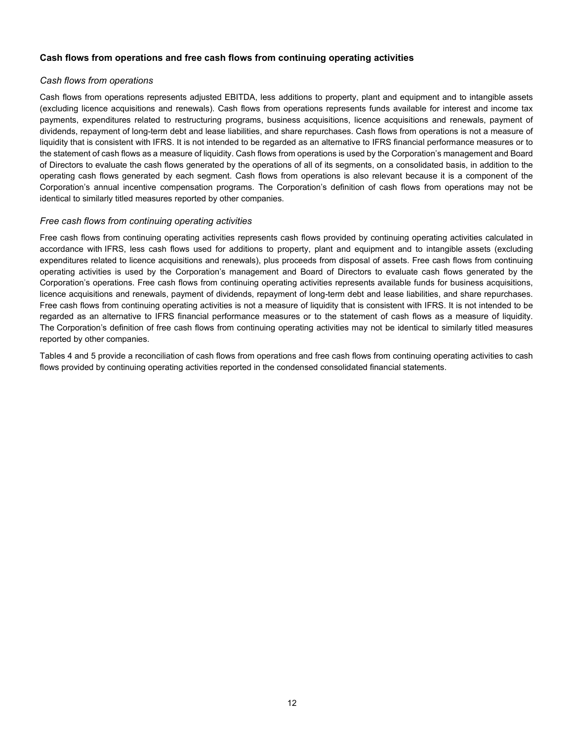### Cash flows from operations and free cash flows from continuing operating activities

*Cash flows from operations*

Cash flows from operations represents adjusted EBITDA, less additions to property, plant and equipment and to intangible assets (excluding licence acquisitions and renewals). Cash flows from operations represents funds available for interest and income tax payments, expenditures related to restructuring programs, business acquisitions, licence acquisitions and renewals, payment of dividends, repayment of long-term debt and lease liabilities, and share repurchases. Cash flows from operations is not a measure of liquidity that is consistent with IFRS. It is not intended to be regarded as an alternative to IFRS financial performance measures or to the statement of cash flows as a measure of liquidity. Cash flows from operations is used by the Corporation's management and Board of Directors to evaluate the cash flows generated by the operations of all of its segments, on a consolidated basis, in addition to the operating cash flows generated by each segment. Cash flows from operations is also relevant because it is a component of the Corporation's annual incentive compensation programs. The Corporation's definition of cash flows from operations may not be identical to similarly titled measures reported by other companies.

*Free cash flows from continuing operating activities*

Free cash flows from continuing operating activities represents cash flows provided by continuing operating activities calculated in accordance with IFRS, less cash flows used for additions to property, plant and equipment and to intangible assets (excluding expenditures related to licence acquisitions and renewals), plus proceeds from disposal of assets. Free cash flows from continuing operating activities is used by the Corporation's management and Board of Directors to evaluate cash flows generated by the Corporation's operations. Free cash flows from continuing operating activities represents available funds for business acquisitions, licence acquisitions and renewals, payment of dividends, repayment of long-term debt and lease liabilities, and share repurchases. Free cash flows from continuing operating activities is not a measure of liquidity that is consistent with IFRS. It is not intended to be regarded as an alternative to IFRS financial performance measures or to the statement of cash flows as a measure of liquidity. The Corporation's definition of free cash flows from continuing operating activities may not be identical to similarly titled measures reported by other companies.

Tables 4 and 5 provide a reconciliation of cash flows from operations and free cash flows from continuing operating activities to cash flows provided by continuing operating activities reported in the condensed consolidated financial statements.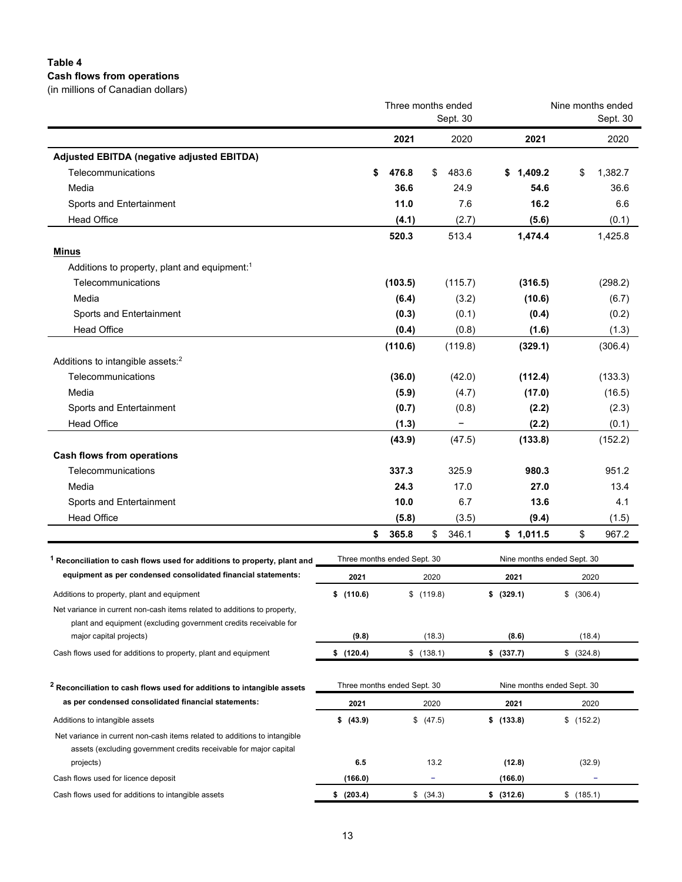**Table 4**
**Cash flows from operations**
(in millions of Canadian dollars)

| | Three months ended Sept. 30 | | Nine months ended Sept. 30 | |
|---|---|---|---|---|
| | **2021** | 2020 | **2021** | 2020 |
| **Adjusted EBITDA (negative adjusted EBITDA)** | | | | |
| Telecommunications | **$ 476.8** | $ 483.6 | **$ 1,409.2** | $ 1,382.7 |
| Media | **36.6** | 24.9 | **54.6** | 36.6 |
| Sports and Entertainment | **11.0** | 7.6 | **16.2** | 6.6 |
| Head Office | **(4.1)** | (2.7) | **(5.6)** | (0.1) |
| | **520.3** | 513.4 | **1,474.4** | 1,425.8 |
| **Minus** | | | | |
| Additions to property, plant and equipment:[1] | | | | |
| Telecommunications | **(103.5)** | (115.7) | **(316.5)** | (298.2) |
| Media | **(6.4)** | (3.2) | **(10.6)** | (6.7) |
| Sports and Entertainment | **(0.3)** | (0.1) | **(0.4)** | (0.2) |
| Head Office | **(0.4)** | (0.8) | **(1.6)** | (1.3) |
| | **(110.6)** | (119.8) | **(329.1)** | (306.4) |
| Additions to intangible assets:[2] | | | | |
| Telecommunications | **(36.0)** | (42.0) | **(112.4)** | (133.3) |
| Media | **(5.9)** | (4.7) | **(17.0)** | (16.5) |
| Sports and Entertainment | **(0.7)** | (0.8) | **(2.2)** | (2.3) |
| Head Office | **(1.3)** | – | **(2.2)** | (0.1) |
| | **(43.9)** | (47.5) | **(133.8)** | (152.2) |
| **Cash flows from operations** | | | | |
| Telecommunications | **337.3** | 325.9 | **980.3** | 951.2 |
| Media | **24.3** | 17.0 | **27.0** | 13.4 |
| Sports and Entertainment | **10.0** | 6.7 | **13.6** | 4.1 |
| Head Office | **(5.8)** | (3.5) | **(9.4)** | (1.5) |
| | **$ 365.8** | $ 346.1 | **$ 1,011.5** | $ 967.2 |

| [1] **Reconciliation to cash flows used for additions to property, plant and equipment as per condensed consolidated financial statements:** | Three months ended Sept. 30 | | Nine months ended Sept. 30 | |
|---|---|---|---|---|
| | **2021** | 2020 | **2021** | 2020 |
| Additions to property, plant and equipment | **$ (110.6)** | $ (119.8) | **$ (329.1)** | $ (306.4) |
| Net variance in current non-cash items related to additions to property, plant and equipment (excluding government credits receivable for major capital projects) | **(9.8)** | (18.3) | **(8.6)** | (18.4) |
| Cash flows used for additions to property, plant and equipment | **$ (120.4)** | $ (138.1) | **$ (337.7)** | $ (324.8) |

| [2] **Reconciliation to cash flows used for additions to intangible assets as per condensed consolidated financial statements:** | Three months ended Sept. 30 | | Nine months ended Sept. 30 | |
|---|---|---|---|---|
| | **2021** | 2020 | **2021** | 2020 |
| Additions to intangible assets | **$ (43.9)** | $ (47.5) | **$ (133.8)** | $ (152.2) |
| Net variance in current non-cash items related to additions to intangible assets (excluding government credits receivable for major capital projects) | **6.5** | 13.2 | **(12.8)** | (32.9) |
| Cash flows used for licence deposit | **(166.0)** | – | **(166.0)** | – |
| Cash flows used for additions to intangible assets | **$ (203.4)** | $ (34.3) | **$ (312.6)** | $ (185.1) |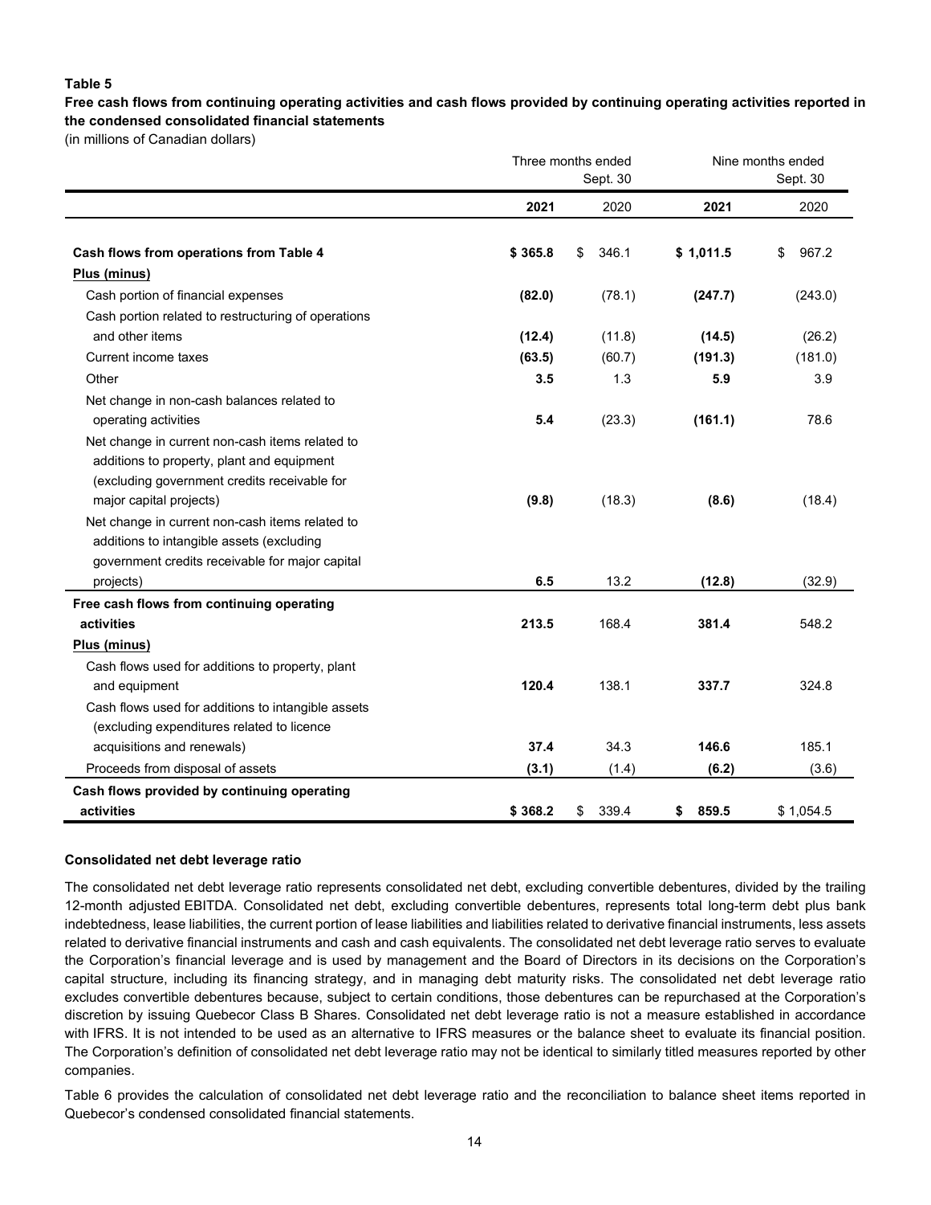**Table 5**

**Free cash flows from continuing operating activities and cash flows provided by continuing operating activities reported in the condensed consolidated financial statements**

(in millions of Canadian dollars)

| | Three months ended Sept. 30 | | Nine months ended Sept. 30 | |
|---|---|---|---|---|
| | **2021** | 2020 | **2021** | 2020 |
| **Cash flows from operations from Table 4** | **$ 365.8** | $ 346.1 | **$ 1,011.5** | $ 967.2 |
| **Plus (minus)** | | | | |
| Cash portion of financial expenses | **(82.0)** | (78.1) | **(247.7)** | (243.0) |
| Cash portion related to restructuring of operations and other items | **(12.4)** | (11.8) | **(14.5)** | (26.2) |
| Current income taxes | **(63.5)** | (60.7) | **(191.3)** | (181.0) |
| Other | **3.5** | 1.3 | **5.9** | 3.9 |
| Net change in non-cash balances related to operating activities | **5.4** | (23.3) | **(161.1)** | 78.6 |
| Net change in current non-cash items related to additions to property, plant and equipment (excluding government credits receivable for major capital projects) | **(9.8)** | (18.3) | **(8.6)** | (18.4) |
| Net change in current non-cash items related to additions to intangible assets (excluding government credits receivable for major capital projects) | **6.5** | 13.2 | **(12.8)** | (32.9) |
| **Free cash flows from continuing operating activities** | **213.5** | 168.4 | **381.4** | 548.2 |
| **Plus (minus)** | | | | |
| Cash flows used for additions to property, plant and equipment | **120.4** | 138.1 | **337.7** | 324.8 |
| Cash flows used for additions to intangible assets (excluding expenditures related to licence acquisitions and renewals) | **37.4** | 34.3 | **146.6** | 185.1 |
| Proceeds from disposal of assets | **(3.1)** | (1.4) | **(6.2)** | (3.6) |
| **Cash flows provided by continuing operating activities** | **$ 368.2** | $ 339.4 | **$ 859.5** | $ 1,054.5 |

**Consolidated net debt leverage ratio**

The consolidated net debt leverage ratio represents consolidated net debt, excluding convertible debentures, divided by the trailing 12-month adjusted EBITDA. Consolidated net debt, excluding convertible debentures, represents total long-term debt plus bank indebtedness, lease liabilities, the current portion of lease liabilities and liabilities related to derivative financial instruments, less assets related to derivative financial instruments and cash and cash equivalents. The consolidated net debt leverage ratio serves to evaluate the Corporation's financial leverage and is used by management and the Board of Directors in its decisions on the Corporation's capital structure, including its financing strategy, and in managing debt maturity risks. The consolidated net debt leverage ratio excludes convertible debentures because, subject to certain conditions, those debentures can be repurchased at the Corporation's discretion by issuing Quebecor Class B Shares. Consolidated net debt leverage ratio is not a measure established in accordance with IFRS. It is not intended to be used as an alternative to IFRS measures or the balance sheet to evaluate its financial position. The Corporation's definition of consolidated net debt leverage ratio may not be identical to similarly titled measures reported by other companies.

Table 6 provides the calculation of consolidated net debt leverage ratio and the reconciliation to balance sheet items reported in Quebecor's condensed consolidated financial statements.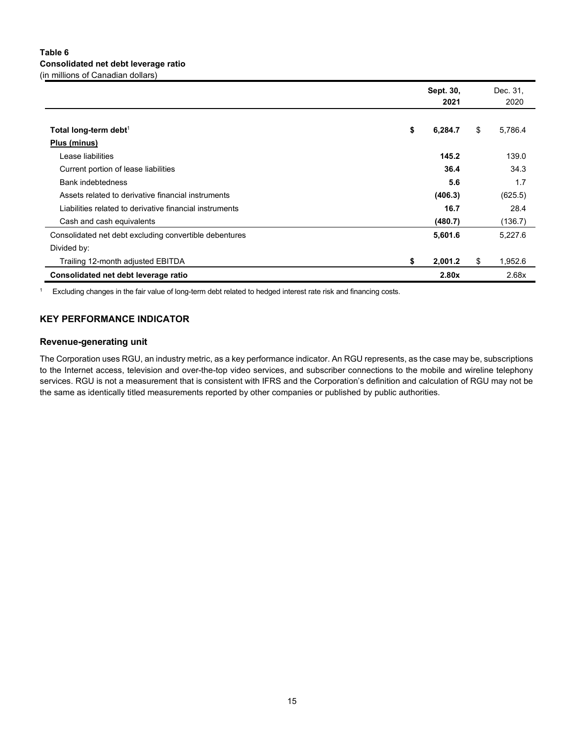**Table 6**
**Consolidated net debt leverage ratio**
(in millions of Canadian dollars)

| | Sept. 30, 2021 | Dec. 31, 2020 |
|---|---|---|
| **Total long-term debt**[1] | **$ 6,284.7** | $ 5,786.4 |
| **Plus (minus)** | | |
| Lease liabilities | **145.2** | 139.0 |
| Current portion of lease liabilities | **36.4** | 34.3 |
| Bank indebtedness | **5.6** | 1.7 |
| Assets related to derivative financial instruments | **(406.3)** | (625.5) |
| Liabilities related to derivative financial instruments | **16.7** | 28.4 |
| Cash and cash equivalents | **(480.7)** | (136.7) |
| Consolidated net debt excluding convertible debentures | **5,601.6** | 5,227.6 |
| Divided by: | | |
| Trailing 12-month adjusted EBITDA | **$ 2,001.2** | $ 1,952.6 |
| **Consolidated net debt leverage ratio** | **2.80x** | 2.68x |

[1] Excluding changes in the fair value of long-term debt related to hedged interest rate risk and financing costs.

## KEY PERFORMANCE INDICATOR

### Revenue-generating unit

The Corporation uses RGU, an industry metric, as a key performance indicator. An RGU represents, as the case may be, subscriptions to the Internet access, television and over-the-top video services, and subscriber connections to the mobile and wireline telephony services. RGU is not a measurement that is consistent with IFRS and the Corporation's definition and calculation of RGU may not be the same as identically titled measurements reported by other companies or published by public authorities.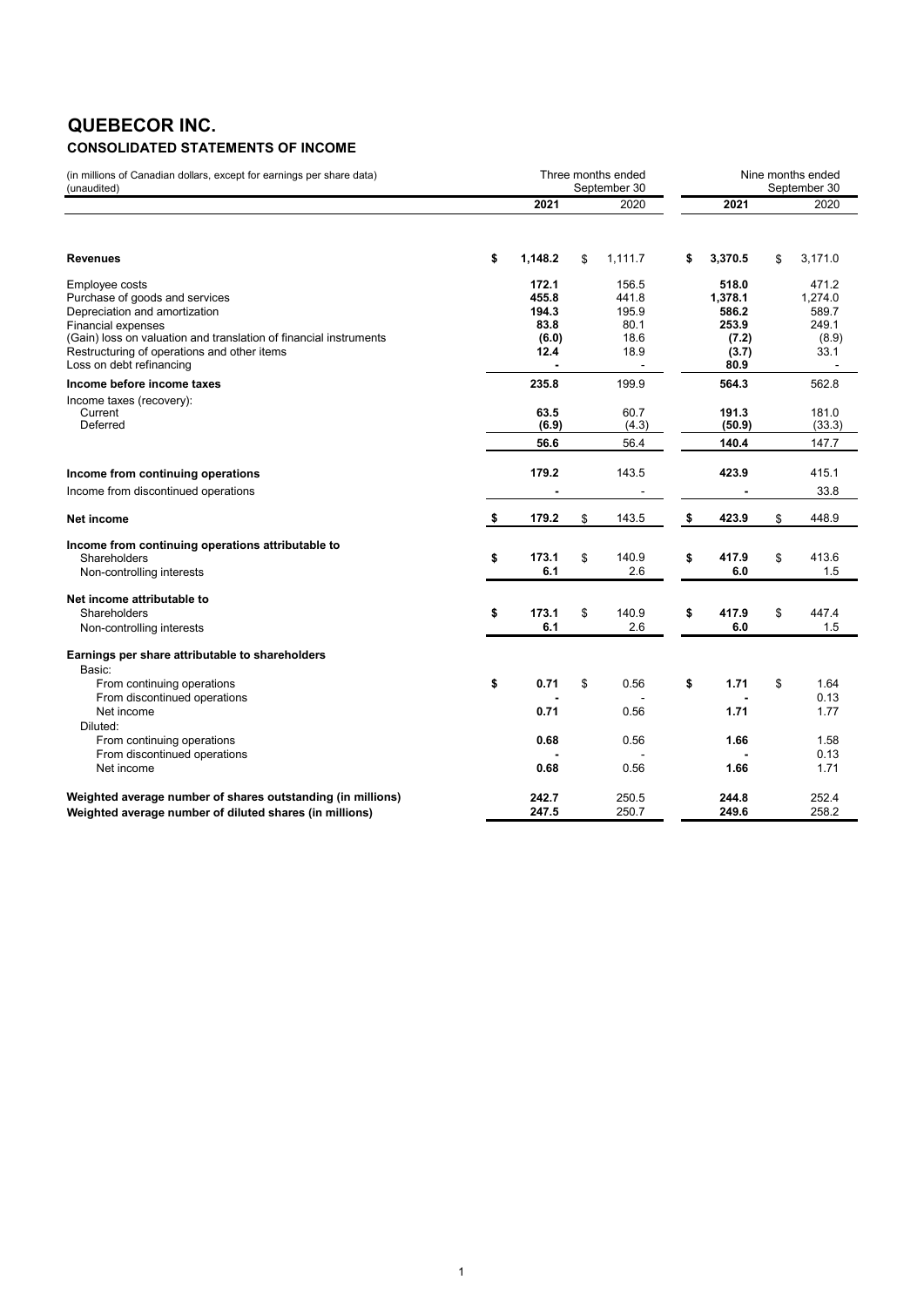# QUEBECOR INC.

## CONSOLIDATED STATEMENTS OF INCOME

| (in millions of Canadian dollars, except for earnings per share data) (unaudited) | Three months ended September 30 | | Nine months ended September 30 | |
|---|---|---|---|---|
| | **2021** | 2020 | **2021** | 2020 |
| **Revenues** | **$ 1,148.2** | $ 1,111.7 | **$ 3,370.5** | $ 3,171.0 |
| Employee costs | **172.1** | 156.5 | **518.0** | 471.2 |
| Purchase of goods and services | **455.8** | 441.8 | **1,378.1** | 1,274.0 |
| Depreciation and amortization | **194.3** | 195.9 | **586.2** | 589.7 |
| Financial expenses | **83.8** | 80.1 | **253.9** | 249.1 |
| (Gain) loss on valuation and translation of financial instruments | **(6.0)** | 18.6 | **(7.2)** | (8.9) |
| Restructuring of operations and other items | **12.4** | 18.9 | **(3.7)** | 33.1 |
| Loss on debt refinancing | **-** | - | **80.9** | - |
| **Income before income taxes** | **235.8** | 199.9 | **564.3** | 562.8 |
| Income taxes (recovery): | | | | |
| Current | **63.5** | 60.7 | **191.3** | 181.0 |
| Deferred | **(6.9)** | (4.3) | **(50.9)** | (33.3) |
| | **56.6** | 56.4 | **140.4** | 147.7 |
| **Income from continuing operations** | **179.2** | 143.5 | **423.9** | 415.1 |
| Income from discontinued operations | **-** | - | **-** | 33.8 |
| **Net income** | **$ 179.2** | $ 143.5 | **$ 423.9** | $ 448.9 |
| **Income from continuing operations attributable to** | | | | |
| Shareholders | **$ 173.1** | $ 140.9 | **$ 417.9** | $ 413.6 |
| Non-controlling interests | **6.1** | 2.6 | **6.0** | 1.5 |
| **Net income attributable to** | | | | |
| Shareholders | **$ 173.1** | $ 140.9 | **$ 417.9** | $ 447.4 |
| Non-controlling interests | **6.1** | 2.6 | **6.0** | 1.5 |
| **Earnings per share attributable to shareholders** | | | | |
| Basic: | | | | |
| From continuing operations | **$ 0.71** | $ 0.56 | **$ 1.71** | $ 1.64 |
| From discontinued operations | **-** | - | **-** | 0.13 |
| Net income | **0.71** | 0.56 | **1.71** | 1.77 |
| Diluted: | | | | |
| From continuing operations | **0.68** | 0.56 | **1.66** | 1.58 |
| From discontinued operations | **-** | - | **-** | 0.13 |
| Net income | **0.68** | 0.56 | **1.66** | 1.71 |
| **Weighted average number of shares outstanding (in millions)** | **242.7** | 250.5 | **244.8** | 252.4 |
| **Weighted average number of diluted shares (in millions)** | **247.5** | 250.7 | **249.6** | 258.2 |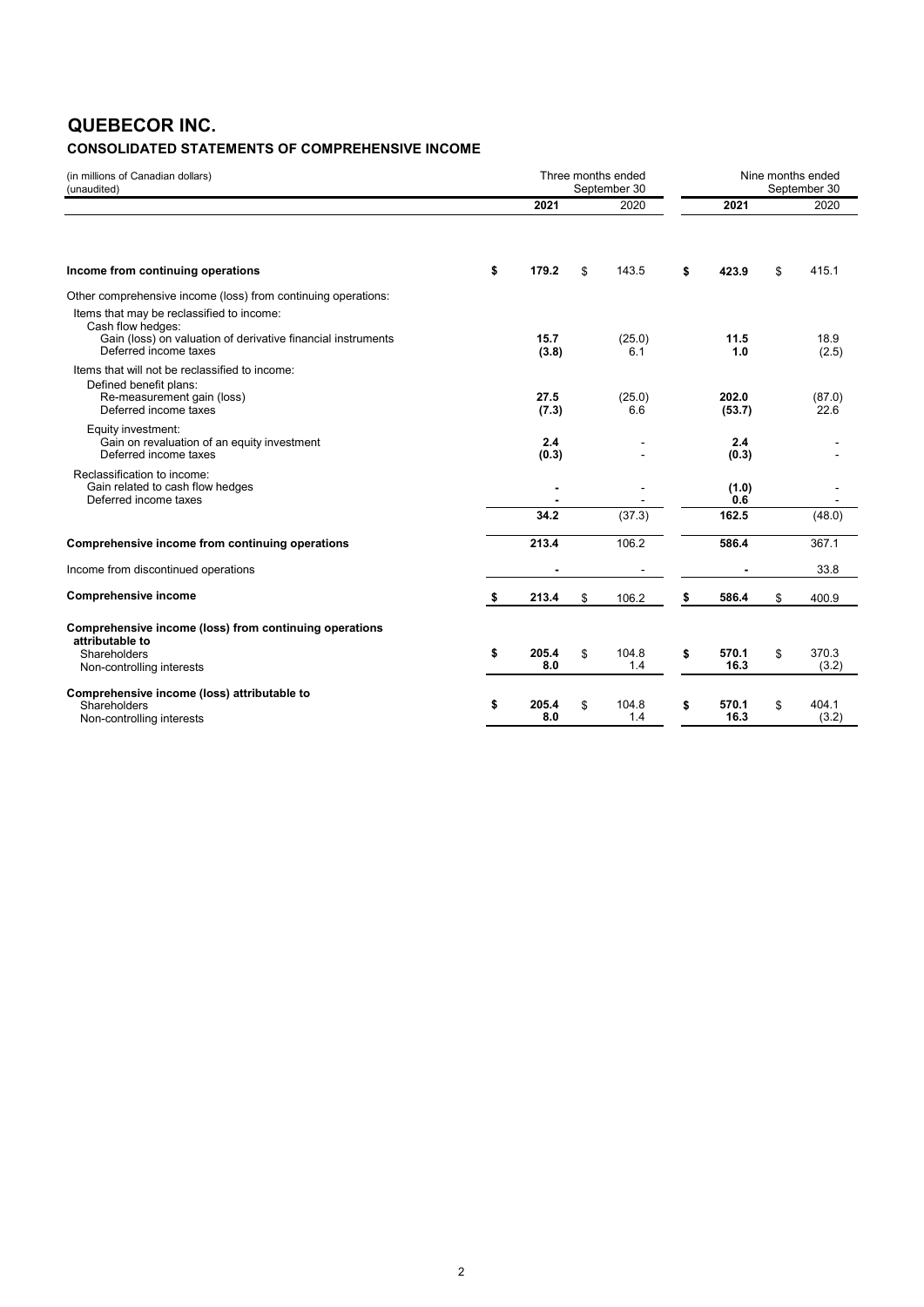# QUEBECOR INC.

## CONSOLIDATED STATEMENTS OF COMPREHENSIVE INCOME

| (in millions of Canadian dollars)<br>(unaudited) | Three months ended September 30 | | Nine months ended September 30 | |
|---|---|---|---|---|
| | **2021** | 2020 | **2021** | 2020 |
| **Income from continuing operations** | **$ 179.2** | $ 143.5 | **$ 423.9** | $ 415.1 |
| Other comprehensive income (loss) from continuing operations: | | | | |
| Items that may be reclassified to income: | | | | |
| Cash flow hedges: | | | | |
| Gain (loss) on valuation of derivative financial instruments | **15.7** | (25.0) | **11.5** | 18.9 |
| Deferred income taxes | **(3.8)** | 6.1 | **1.0** | (2.5) |
| Items that will not be reclassified to income: | | | | |
| Defined benefit plans: | | | | |
| Re-measurement gain (loss) | **27.5** | (25.0) | **202.0** | (87.0) |
| Deferred income taxes | **(7.3)** | 6.6 | **(53.7)** | 22.6 |
| Equity investment: | | | | |
| Gain on revaluation of an equity investment | **2.4** | - | **2.4** | - |
| Deferred income taxes | **(0.3)** | - | **(0.3)** | - |
| Reclassification to income: | | | | |
| Gain related to cash flow hedges | **-** | - | **(1.0)** | - |
| Deferred income taxes | **-** | - | **0.6** | - |
| | **34.2** | (37.3) | **162.5** | (48.0) |
| **Comprehensive income from continuing operations** | **213.4** | 106.2 | **586.4** | 367.1 |
| Income from discontinued operations | **-** | - | **-** | 33.8 |
| **Comprehensive income** | **$ 213.4** | $ 106.2 | **$ 586.4** | $ 400.9 |
| **Comprehensive income (loss) from continuing operations attributable to** | | | | |
| Shareholders | **$ 205.4** | $ 104.8 | **$ 570.1** | $ 370.3 |
| Non-controlling interests | **8.0** | 1.4 | **16.3** | (3.2) |
| **Comprehensive income (loss) attributable to** | | | | |
| Shareholders | **$ 205.4** | $ 104.8 | **$ 570.1** | $ 404.1 |
| Non-controlling interests | **8.0** | 1.4 | **16.3** | (3.2) |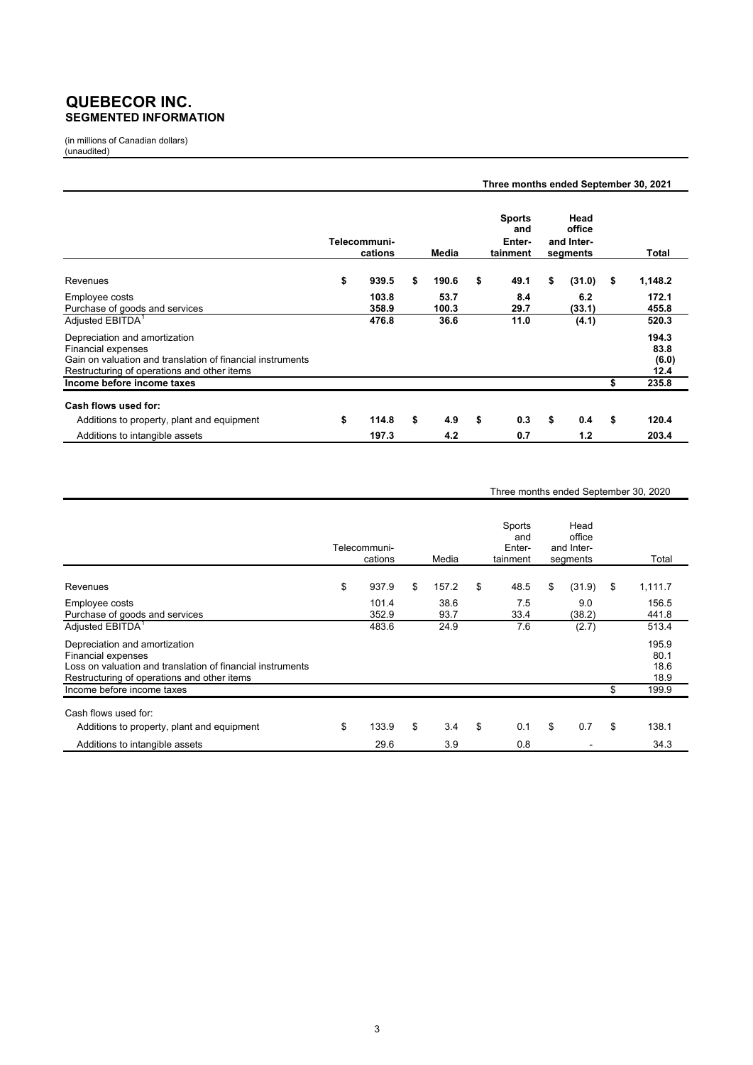# QUEBECOR INC.
## SEGMENTED INFORMATION

(in millions of Canadian dollars)
(unaudited)

**Three months ended September 30, 2021**

| | Telecommuni-cations | Media | Sports and Enter-tainment | Head office and Inter-segments | Total |
|---|---|---|---|---|---|
| Revenues | $ **939.5** | $ **190.6** | $ **49.1** | $ **(31.0)** | $ **1,148.2** |
| Employee costs | **103.8** | **53.7** | **8.4** | **6.2** | **172.1** |
| Purchase of goods and services | **358.9** | **100.3** | **29.7** | **(33.1)** | **455.8** |
| Adjusted EBITDA[1] | **476.8** | **36.6** | **11.0** | **(4.1)** | **520.3** |
| Depreciation and amortization | | | | | **194.3** |
| Financial expenses | | | | | **83.8** |
| Gain on valuation and translation of financial instruments | | | | | **(6.0)** |
| Restructuring of operations and other items | | | | | **12.4** |
| **Income before income taxes** | | | | | $ **235.8** |
| **Cash flows used for:** | | | | | |
| Additions to property, plant and equipment | $ **114.8** | $ **4.9** | $ **0.3** | $ **0.4** | $ **120.4** |
| Additions to intangible assets | **197.3** | **4.2** | **0.7** | **1.2** | **203.4** |

Three months ended September 30, 2020

| | Telecommuni-cations | Media | Sports and Enter-tainment | Head office and Inter-segments | Total |
|---|---|---|---|---|---|
| Revenues | $ 937.9 | $ 157.2 | $ 48.5 | $ (31.9) | $ 1,111.7 |
| Employee costs | 101.4 | 38.6 | 7.5 | 9.0 | 156.5 |
| Purchase of goods and services | 352.9 | 93.7 | 33.4 | (38.2) | 441.8 |
| Adjusted EBITDA[1] | 483.6 | 24.9 | 7.6 | (2.7) | 513.4 |
| Depreciation and amortization | | | | | 195.9 |
| Financial expenses | | | | | 80.1 |
| Loss on valuation and translation of financial instruments | | | | | 18.6 |
| Restructuring of operations and other items | | | | | 18.9 |
| Income before income taxes | | | | | $ 199.9 |
| Cash flows used for: | | | | | |
| Additions to property, plant and equipment | $ 133.9 | $ 3.4 | $ 0.1 | $ 0.7 | $ 138.1 |
| Additions to intangible assets | 29.6 | 3.9 | 0.8 | - | 34.3 |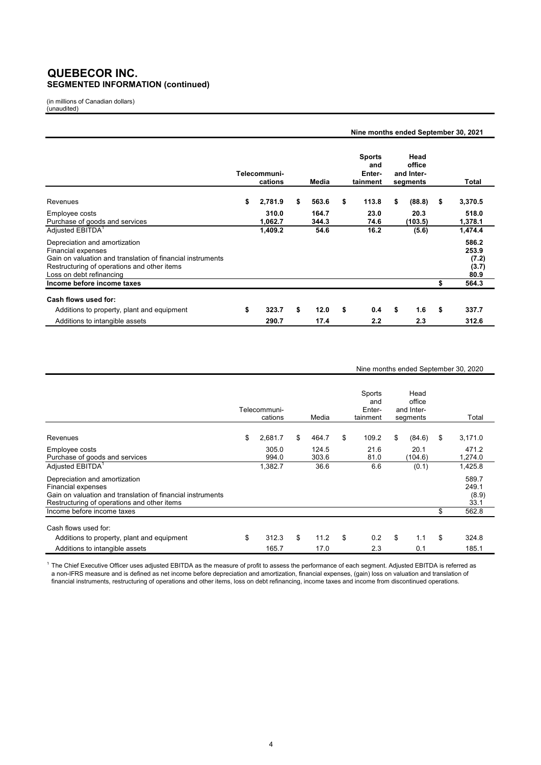# QUEBECOR INC.
## SEGMENTED INFORMATION (continued)

(in millions of Canadian dollars)
(unaudited)

**Nine months ended September 30, 2021**

| | Telecommuni-cations | Media | Sports and Enter-tainment | Head office and Inter-segments | Total |
|---|---|---|---|---|---|
| Revenues | $ 2,781.9 | $ 563.6 | $ 113.8 | $ (88.8) | $ 3,370.5 |
| Employee costs | 310.0 | 164.7 | 23.0 | 20.3 | 518.0 |
| Purchase of goods and services | 1,062.7 | 344.3 | 74.6 | (103.5) | 1,378.1 |
| Adjusted EBITDA[1] | 1,409.2 | 54.6 | 16.2 | (5.6) | 1,474.4 |
| Depreciation and amortization | | | | | 586.2 |
| Financial expenses | | | | | 253.9 |
| Gain on valuation and translation of financial instruments | | | | | (7.2) |
| Restructuring of operations and other items | | | | | (3.7) |
| Loss on debt refinancing | | | | | 80.9 |
| **Income before income taxes** | | | | | $ 564.3 |
| **Cash flows used for:** | | | | | |
| Additions to property, plant and equipment | $ 323.7 | $ 12.0 | $ 0.4 | $ 1.6 | $ 337.7 |
| Additions to intangible assets | 290.7 | 17.4 | 2.2 | 2.3 | 312.6 |

Nine months ended September 30, 2020

| | Telecommuni-cations | Media | Sports and Enter-tainment | Head office and Inter-segments | Total |
|---|---|---|---|---|---|
| Revenues | $ 2,681.7 | $ 464.7 | $ 109.2 | $ (84.6) | $ 3,171.0 |
| Employee costs | 305.0 | 124.5 | 21.6 | 20.1 | 471.2 |
| Purchase of goods and services | 994.0 | 303.6 | 81.0 | (104.6) | 1,274.0 |
| Adjusted EBITDA[1] | 1,382.7 | 36.6 | 6.6 | (0.1) | 1,425.8 |
| Depreciation and amortization | | | | | 589.7 |
| Financial expenses | | | | | 249.1 |
| Gain on valuation and translation of financial instruments | | | | | (8.9) |
| Restructuring of operations and other items | | | | | 33.1 |
| Income before income taxes | | | | | $ 562.8 |
| Cash flows used for: | | | | | |
| Additions to property, plant and equipment | $ 312.3 | $ 11.2 | $ 0.2 | $ 1.1 | $ 324.8 |
| Additions to intangible assets | 165.7 | 17.0 | 2.3 | 0.1 | 185.1 |

[1] The Chief Executive Officer uses adjusted EBITDA as the measure of profit to assess the performance of each segment. Adjusted EBITDA is referred as a non-IFRS measure and is defined as net income before depreciation and amortization, financial expenses, (gain) loss on valuation and translation of financial instruments, restructuring of operations and other items, loss on debt refinancing, income taxes and income from discontinued operations.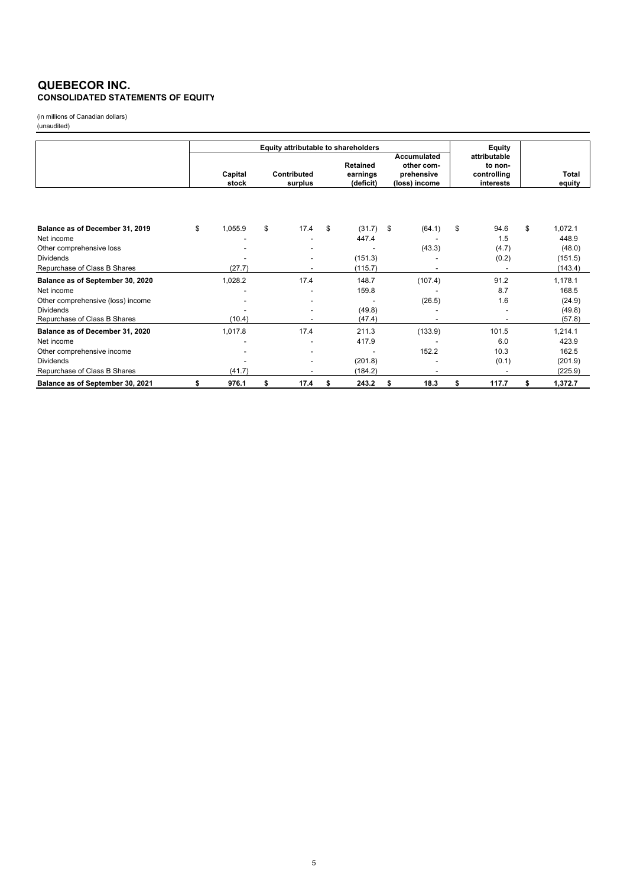# QUEBECOR INC.
## CONSOLIDATED STATEMENTS OF EQUITY

(in millions of Canadian dollars)
(unaudited)

| | Equity attributable to shareholders | | | | Equity attributable to non-controlling interests | Total equity |
|---|---|---|---|---|---|---|
| | Capital stock | Contributed surplus | Retained earnings (deficit) | Accumulated other comprehensive (loss) income | | |
| **Balance as of December 31, 2019** | $ 1,055.9 | $ 17.4 | $ (31.7) | $ (64.1) | $ 94.6 | $ 1,072.1 |
| Net income | - | - | 447.4 | - | 1.5 | 448.9 |
| Other comprehensive loss | - | - | - | (43.3) | (4.7) | (48.0) |
| Dividends | - | - | (151.3) | - | (0.2) | (151.5) |
| Repurchase of Class B Shares | (27.7) | - | (115.7) | - | - | (143.4) |
| **Balance as of September 30, 2020** | 1,028.2 | 17.4 | 148.7 | (107.4) | 91.2 | 1,178.1 |
| Net income | - | - | 159.8 | - | 8.7 | 168.5 |
| Other comprehensive (loss) income | - | - | - | (26.5) | 1.6 | (24.9) |
| Dividends | - | - | (49.8) | - | - | (49.8) |
| Repurchase of Class B Shares | (10.4) | - | (47.4) | - | - | (57.8) |
| **Balance as of December 31, 2020** | 1,017.8 | 17.4 | 211.3 | (133.9) | 101.5 | 1,214.1 |
| Net income | - | - | 417.9 | - | 6.0 | 423.9 |
| Other comprehensive income | - | - | - | 152.2 | 10.3 | 162.5 |
| Dividends | - | - | (201.8) | - | (0.1) | (201.9) |
| Repurchase of Class B Shares | (41.7) | - | (184.2) | - | - | (225.9) |
| **Balance as of September 30, 2021** | **$ 976.1** | **$ 17.4** | **$ 243.2** | **$ 18.3** | **$ 117.7** | **$ 1,372.7** |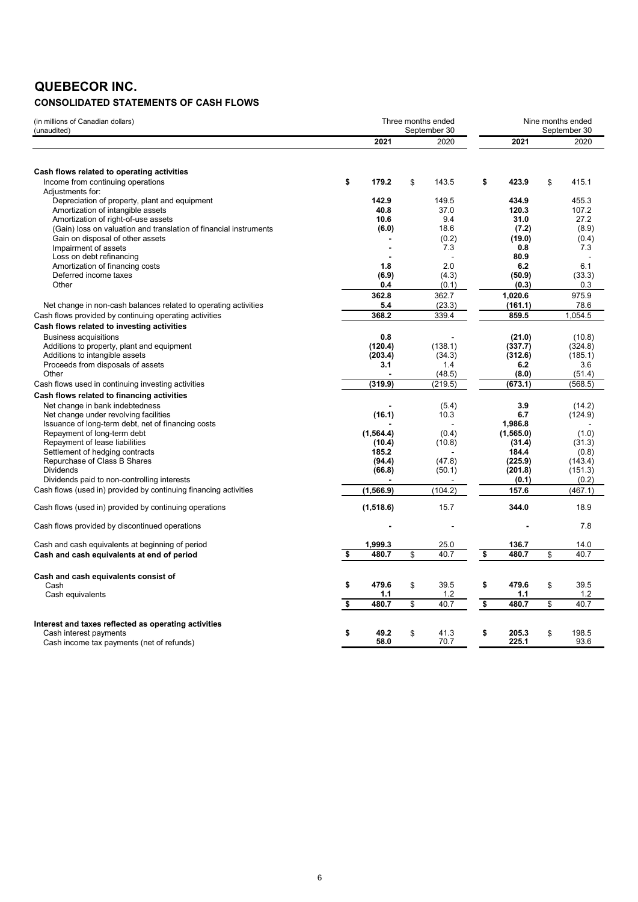# QUEBECOR INC.

## CONSOLIDATED STATEMENTS OF CASH FLOWS

| (in millions of Canadian dollars) (unaudited) | Three months ended September 30 | | Nine months ended September 30 | |
|---|---|---|---|---|
| | **2021** | 2020 | **2021** | 2020 |
| **Cash flows related to operating activities** | | | | |
| Income from continuing operations | **$ 179.2** | $ 143.5 | **$ 423.9** | $ 415.1 |
| Adjustments for: | | | | |
| Depreciation of property, plant and equipment | **142.9** | 149.5 | **434.9** | 455.3 |
| Amortization of intangible assets | **40.8** | 37.0 | **120.3** | 107.2 |
| Amortization of right-of-use assets | **10.6** | 9.4 | **31.0** | 27.2 |
| (Gain) loss on valuation and translation of financial instruments | **(6.0)** | 18.6 | **(7.2)** | (8.9) |
| Gain on disposal of other assets | **-** | (0.2) | **(19.0)** | (0.4) |
| Impairment of assets | **-** | 7.3 | **0.8** | 7.3 |
| Loss on debt refinancing | **-** | - | **80.9** | - |
| Amortization of financing costs | **1.8** | 2.0 | **6.2** | 6.1 |
| Deferred income taxes | **(6.9)** | (4.3) | **(50.9)** | (33.3) |
| Other | **0.4** | (0.1) | **(0.3)** | 0.3 |
| | **362.8** | 362.7 | **1,020.6** | 975.9 |
| Net change in non-cash balances related to operating activities | **5.4** | (23.3) | **(161.1)** | 78.6 |
| Cash flows provided by continuing operating activities | **368.2** | 339.4 | **859.5** | 1,054.5 |
| **Cash flows related to investing activities** | | | | |
| Business acquisitions | **0.8** | - | **(21.0)** | (10.8) |
| Additions to property, plant and equipment | **(120.4)** | (138.1) | **(337.7)** | (324.8) |
| Additions to intangible assets | **(203.4)** | (34.3) | **(312.6)** | (185.1) |
| Proceeds from disposals of assets | **3.1** | 1.4 | **6.2** | 3.6 |
| Other | **-** | (48.5) | **(8.0)** | (51.4) |
| Cash flows used in continuing investing activities | **(319.9)** | (219.5) | **(673.1)** | (568.5) |
| **Cash flows related to financing activities** | | | | |
| Net change in bank indebtedness | **-** | (5.4) | **3.9** | (14.2) |
| Net change under revolving facilities | **(16.1)** | 10.3 | **6.7** | (124.9) |
| Issuance of long-term debt, net of financing costs | **-** | - | **1,986.8** | - |
| Repayment of long-term debt | **(1,564.4)** | (0.4) | **(1,565.0)** | (1.0) |
| Repayment of lease liabilities | **(10.4)** | (10.8) | **(31.4)** | (31.3) |
| Settlement of hedging contracts | **185.2** | - | **184.4** | (0.8) |
| Repurchase of Class B Shares | **(94.4)** | (47.8) | **(225.9)** | (143.4) |
| Dividends | **(66.8)** | (50.1) | **(201.8)** | (151.3) |
| Dividends paid to non-controlling interests | **-** | - | **(0.1)** | (0.2) |
| Cash flows (used in) provided by continuing financing activities | **(1,566.9)** | (104.2) | **157.6** | (467.1) |
| Cash flows (used in) provided by continuing operations | **(1,518.6)** | 15.7 | **344.0** | 18.9 |
| Cash flows provided by discontinued operations | **-** | - | **-** | 7.8 |
| Cash and cash equivalents at beginning of period | **1,999.3** | 25.0 | **136.7** | 14.0 |
| **Cash and cash equivalents at end of period** | **$ 480.7** | $ 40.7 | **$ 480.7** | $ 40.7 |
| **Cash and cash equivalents consist of** | | | | |
| Cash | **$ 479.6** | $ 39.5 | **$ 479.6** | $ 39.5 |
| Cash equivalents | **1.1** | 1.2 | **1.1** | 1.2 |
| | **$ 480.7** | $ 40.7 | **$ 480.7** | $ 40.7 |
| **Interest and taxes reflected as operating activities** | | | | |
| Cash interest payments | **$ 49.2** | $ 41.3 | **$ 205.3** | $ 198.5 |
| Cash income tax payments (net of refunds) | **58.0** | 70.7 | **225.1** | 93.6 |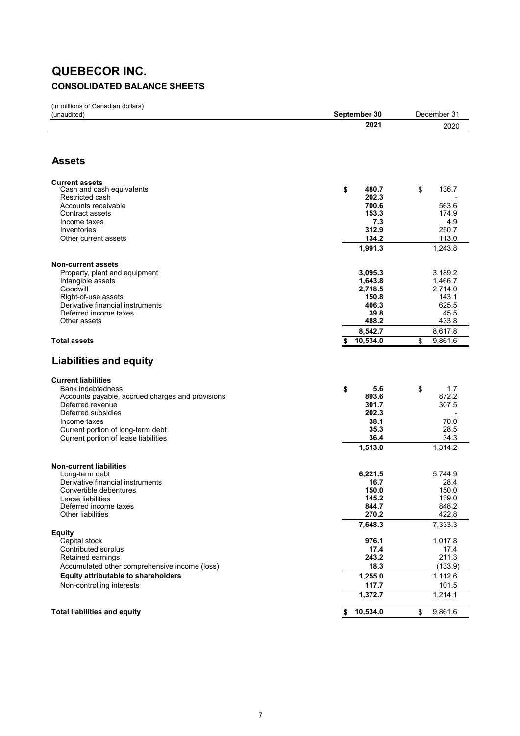# QUEBECOR INC.

## CONSOLIDATED BALANCE SHEETS

(in millions of Canadian dollars)
(unaudited)

| | September 30 2021 | December 31 2020 |
|---|---|---|
| **Assets** | | |
| **Current assets** | | |
| Cash and cash equivalents | **$ 480.7** | $ 136.7 |
| Restricted cash | **202.3** | - |
| Accounts receivable | **700.6** | 563.6 |
| Contract assets | **153.3** | 174.9 |
| Income taxes | **7.3** | 4.9 |
| Inventories | **312.9** | 250.7 |
| Other current assets | **134.2** | 113.0 |
| | **1,991.3** | 1,243.8 |
| **Non-current assets** | | |
| Property, plant and equipment | **3,095.3** | 3,189.2 |
| Intangible assets | **1,643.8** | 1,466.7 |
| Goodwill | **2,718.5** | 2,714.0 |
| Right-of-use assets | **150.8** | 143.1 |
| Derivative financial instruments | **406.3** | 625.5 |
| Deferred income taxes | **39.8** | 45.5 |
| Other assets | **488.2** | 433.8 |
| | **8,542.7** | 8,617.8 |
| **Total assets** | **$ 10,534.0** | $ 9,861.6 |
| **Liabilities and equity** | | |
| **Current liabilities** | | |
| Bank indebtedness | **$ 5.6** | $ 1.7 |
| Accounts payable, accrued charges and provisions | **893.6** | 872.2 |
| Deferred revenue | **301.7** | 307.5 |
| Deferred subsidies | **202.3** | - |
| Income taxes | **38.1** | 70.0 |
| Current portion of long-term debt | **35.3** | 28.5 |
| Current portion of lease liabilities | **36.4** | 34.3 |
| | **1,513.0** | 1,314.2 |
| **Non-current liabilities** | | |
| Long-term debt | **6,221.5** | 5,744.9 |
| Derivative financial instruments | **16.7** | 28.4 |
| Convertible debentures | **150.0** | 150.0 |
| Lease liabilities | **145.2** | 139.0 |
| Deferred income taxes | **844.7** | 848.2 |
| Other liabilities | **270.2** | 422.8 |
| | **7,648.3** | 7,333.3 |
| **Equity** | | |
| Capital stock | **976.1** | 1,017.8 |
| Contributed surplus | **17.4** | 17.4 |
| Retained earnings | **243.2** | 211.3 |
| Accumulated other comprehensive income (loss) | **18.3** | (133.9) |
| **Equity attributable to shareholders** | **1,255.0** | 1,112.6 |
| Non-controlling interests | **117.7** | 101.5 |
| | **1,372.7** | 1,214.1 |
| **Total liabilities and equity** | **$ 10,534.0** | $ 9,861.6 |